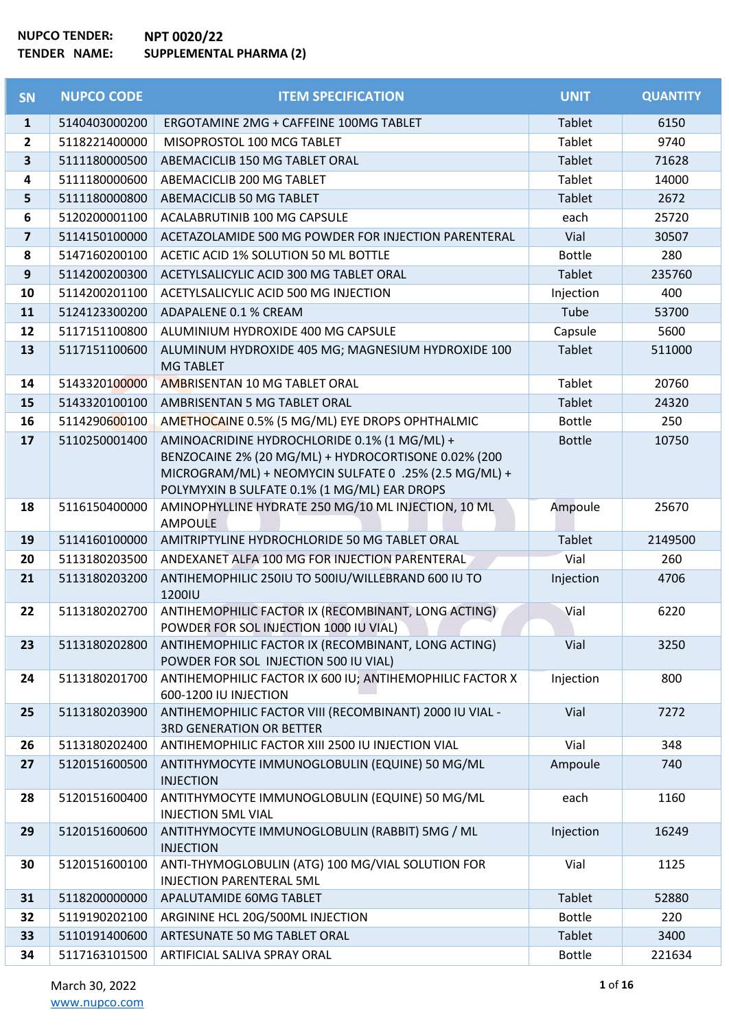**NUPCO TENDER:** NPT 0020/22
**TENDER NAME:** SUPPLEMENTAL PHARMA (2)

| SN | NUPCO CODE | ITEM SPECIFICATION | UNIT | QUANTITY |
|---|---|---|---|---|
| 1 | 5140403000200 | ERGOTAMINE 2MG + CAFFEINE 100MG TABLET | Tablet | 6150 |
| 2 | 5118221400000 | MISOPROSTOL 100 MCG TABLET | Tablet | 9740 |
| 3 | 5111180000500 | ABEMACICLIB 150 MG TABLET ORAL | Tablet | 71628 |
| 4 | 5111180000600 | ABEMACICLIB 200 MG TABLET | Tablet | 14000 |
| 5 | 5111180000800 | ABEMACICLIB 50 MG TABLET | Tablet | 2672 |
| 6 | 5120200001100 | ACALABRUTINIB 100 MG CAPSULE | each | 25720 |
| 7 | 5114150100000 | ACETAZOLAMIDE 500 MG POWDER FOR INJECTION PARENTERAL | Vial | 30507 |
| 8 | 5147160200100 | ACETIC ACID 1% SOLUTION 50 ML BOTTLE | Bottle | 280 |
| 9 | 5114200200300 | ACETYLSALICYLIC ACID 300 MG TABLET ORAL | Tablet | 235760 |
| 10 | 5114200201100 | ACETYLSALICYLIC ACID 500 MG INJECTION | Injection | 400 |
| 11 | 5124123300200 | ADAPALENE 0.1 % CREAM | Tube | 53700 |
| 12 | 5117151100800 | ALUMINIUM HYDROXIDE 400 MG CAPSULE | Capsule | 5600 |
| 13 | 5117151100600 | ALUMINUM HYDROXIDE 405 MG; MAGNESIUM HYDROXIDE 100 MG TABLET | Tablet | 511000 |
| 14 | 5143320100000 | AMBRISENTAN 10 MG TABLET ORAL | Tablet | 20760 |
| 15 | 5143320100100 | AMBRISENTAN 5 MG TABLET ORAL | Tablet | 24320 |
| 16 | 5114290600100 | AMETHOCAINE 0.5% (5 MG/ML) EYE DROPS OPHTHALMIC | Bottle | 250 |
| 17 | 5110250001400 | AMINOACRIDINE HYDROCHLORIDE 0.1% (1 MG/ML) + BENZOCAINE 2% (20 MG/ML) + HYDROCORTISONE 0.02% (200 MICROGRAM/ML) + NEOMYCIN SULFATE 0 .25% (2.5 MG/ML) + POLYMYXIN B SULFATE 0.1% (1 MG/ML) EAR DROPS | Bottle | 10750 |
| 18 | 5116150400000 | AMINOPHYLLINE HYDRATE 250 MG/10 ML INJECTION, 10 ML AMPOULE | Ampoule | 25670 |
| 19 | 5114160100000 | AMITRIPTYLINE HYDROCHLORIDE 50 MG TABLET ORAL | Tablet | 2149500 |
| 20 | 5113180203500 | ANDEXANET ALFA 100 MG FOR INJECTION PARENTERAL | Vial | 260 |
| 21 | 5113180203200 | ANTIHEMOPHILIC 250IU TO 500IU/WILLEBRAND 600 IU TO 1200IU | Injection | 4706 |
| 22 | 5113180202700 | ANTIHEMOPHILIC FACTOR IX (RECOMBINANT, LONG ACTING) POWDER FOR SOL INJECTION 1000 IU VIAL) | Vial | 6220 |
| 23 | 5113180202800 | ANTIHEMOPHILIC FACTOR IX (RECOMBINANT, LONG ACTING) POWDER FOR SOL INJECTION 500 IU VIAL) | Vial | 3250 |
| 24 | 5113180201700 | ANTIHEMOPHILIC FACTOR IX 600 IU; ANTIHEMOPHILIC FACTOR X 600-1200 IU INJECTION | Injection | 800 |
| 25 | 5113180203900 | ANTIHEMOPHILIC FACTOR VIII (RECOMBINANT) 2000 IU VIAL - 3RD GENERATION OR BETTER | Vial | 7272 |
| 26 | 5113180202400 | ANTIHEMOPHILIC FACTOR XIII 2500 IU INJECTION VIAL | Vial | 348 |
| 27 | 5120151600500 | ANTITHYMOCYTE IMMUNOGLOBULIN (EQUINE) 50 MG/ML INJECTION | Ampoule | 740 |
| 28 | 5120151600400 | ANTITHYMOCYTE IMMUNOGLOBULIN (EQUINE) 50 MG/ML INJECTION 5ML VIAL | each | 1160 |
| 29 | 5120151600600 | ANTITHYMOCYTE IMMUNOGLOBULIN (RABBIT) 5MG / ML INJECTION | Injection | 16249 |
| 30 | 5120151600100 | ANTI-THYMOGLOBULIN (ATG) 100 MG/VIAL SOLUTION FOR INJECTION PARENTERAL 5ML | Vial | 1125 |
| 31 | 5118200000000 | APALUTAMIDE 60MG TABLET | Tablet | 52880 |
| 32 | 5119190202100 | ARGININE HCL 20G/500ML INJECTION | Bottle | 220 |
| 33 | 5110191400600 | ARTESUNATE 50 MG TABLET ORAL | Tablet | 3400 |
| 34 | 5117163101500 | ARTIFICIAL SALIVA SPRAY ORAL | Bottle | 221634 |

March 30, 2022
www.nupco.com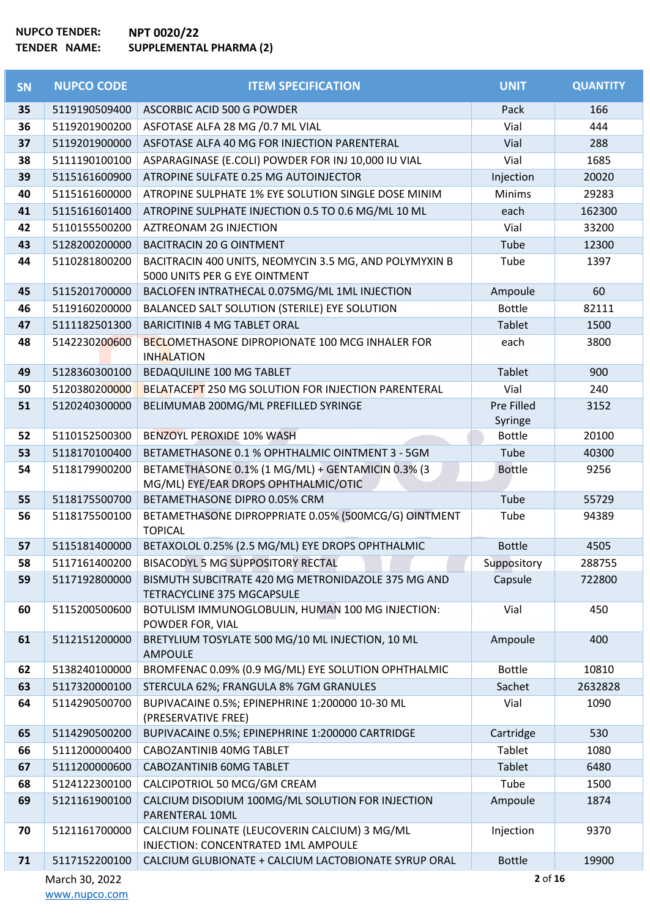**NUPCO TENDER:** **NPT 0020/22**
**TENDER NAME:** **SUPPLEMENTAL PHARMA (2)**

| SN | NUPCO CODE | ITEM SPECIFICATION | UNIT | QUANTITY |
|---|---|---|---|---|
| 35 | 5119190509400 | ASCORBIC ACID 500 G POWDER | Pack | 166 |
| 36 | 5119201900200 | ASFOTASE ALFA 28 MG /0.7 ML VIAL | Vial | 444 |
| 37 | 5119201900000 | ASFOTASE ALFA 40 MG FOR INJECTION PARENTERAL | Vial | 288 |
| 38 | 5111190100100 | ASPARAGINASE (E.COLI) POWDER FOR INJ 10,000 IU VIAL | Vial | 1685 |
| 39 | 5115161600900 | ATROPINE SULFATE 0.25 MG AUTOINJECTOR | Injection | 20020 |
| 40 | 5115161600000 | ATROPINE SULPHATE 1% EYE SOLUTION SINGLE DOSE MINIM | Minims | 29283 |
| 41 | 5115161601400 | ATROPINE SULPHATE INJECTION 0.5 TO 0.6 MG/ML 10 ML | each | 162300 |
| 42 | 5110155500200 | AZTREONAM 2G INJECTION | Vial | 33200 |
| 43 | 5128200200000 | BACITRACIN 20 G OINTMENT | Tube | 12300 |
| 44 | 5110281800200 | BACITRACIN 400 UNITS, NEOMYCIN 3.5 MG, AND POLYMYXIN B 5000 UNITS PER G EYE OINTMENT | Tube | 1397 |
| 45 | 5115201700000 | BACLOFEN INTRATHECAL 0.075MG/ML 1ML INJECTION | Ampoule | 60 |
| 46 | 5119160200000 | BALANCED SALT SOLUTION (STERILE) EYE SOLUTION | Bottle | 82111 |
| 47 | 5111182501300 | BARICITINIB 4 MG TABLET ORAL | Tablet | 1500 |
| 48 | 5142230200600 | BECLOMETHASONE DIPROPIONATE 100 MCG INHALER FOR INHALATION | each | 3800 |
| 49 | 5128360300100 | BEDAQUILINE 100 MG TABLET | Tablet | 900 |
| 50 | 5120380200000 | BELATACEPT 250 MG SOLUTION FOR INJECTION PARENTERAL | Vial | 240 |
| 51 | 5120240300000 | BELIMUMAB 200MG/ML PREFILLED SYRINGE | Pre Filled Syringe | 3152 |
| 52 | 5110152500300 | BENZOYL PEROXIDE 10% WASH | Bottle | 20100 |
| 53 | 5118170100400 | BETAMETHASONE 0.1 % OPHTHALMIC OINTMENT 3 - 5GM | Tube | 40300 |
| 54 | 5118179900200 | BETAMETHASONE 0.1% (1 MG/ML) + GENTAMICIN 0.3% (3 MG/ML) EYE/EAR DROPS OPHTHALMIC/OTIC | Bottle | 9256 |
| 55 | 5118175500700 | BETAMETHASONE DIPRO 0.05% CRM | Tube | 55729 |
| 56 | 5118175500100 | BETAMETHASONE DIPROPPRIATE 0.05% (500MCG/G) OINTMENT TOPICAL | Tube | 94389 |
| 57 | 5115181400000 | BETAXOLOL 0.25% (2.5 MG/ML) EYE DROPS OPHTHALMIC | Bottle | 4505 |
| 58 | 5117161400200 | BISACODYL 5 MG SUPPOSITORY RECTAL | Suppository | 288755 |
| 59 | 5117192800000 | BISMUTH SUBCITRATE 420 MG METRONIDAZOLE 375 MG AND TETRACYCLINE 375 MGCAPSULE | Capsule | 722800 |
| 60 | 5115200500600 | BOTULISM IMMUNOGLOBULIN, HUMAN 100 MG INJECTION: POWDER FOR, VIAL | Vial | 450 |
| 61 | 5112151200000 | BRETYLIUM TOSYLATE 500 MG/10 ML INJECTION, 10 ML AMPOULE | Ampoule | 400 |
| 62 | 5138240100000 | BROMFENAC 0.09% (0.9 MG/ML) EYE SOLUTION OPHTHALMIC | Bottle | 10810 |
| 63 | 5117320000100 | STERCULA 62%; FRANGULA 8% 7GM GRANULES | Sachet | 2632828 |
| 64 | 5114290500700 | BUPIVACAINE 0.5%; EPINEPHRINE 1:200000 10-30 ML (PRESERVATIVE FREE) | Vial | 1090 |
| 65 | 5114290500200 | BUPIVACAINE 0.5%; EPINEPHRINE 1:200000 CARTRIDGE | Cartridge | 530 |
| 66 | 5111200000400 | CABOZANTINIB 40MG TABLET | Tablet | 1080 |
| 67 | 5111200000600 | CABOZANTINIB 60MG TABLET | Tablet | 6480 |
| 68 | 5124122300100 | CALCIPOTRIOL 50 MCG/GM CREAM | Tube | 1500 |
| 69 | 5121161900100 | CALCIUM DISODIUM 100MG/ML SOLUTION FOR INJECTION PARENTERAL 10ML | Ampoule | 1874 |
| 70 | 5121161700000 | CALCIUM FOLINATE (LEUCOVERIN CALCIUM) 3 MG/ML INJECTION: CONCENTRATED 1ML AMPOULE | Injection | 9370 |
| 71 | 5117152200100 | CALCIUM GLUBIONATE + CALCIUM LACTOBIONATE SYRUP ORAL | Bottle | 19900 |

March 30, 2022
www.nupco.com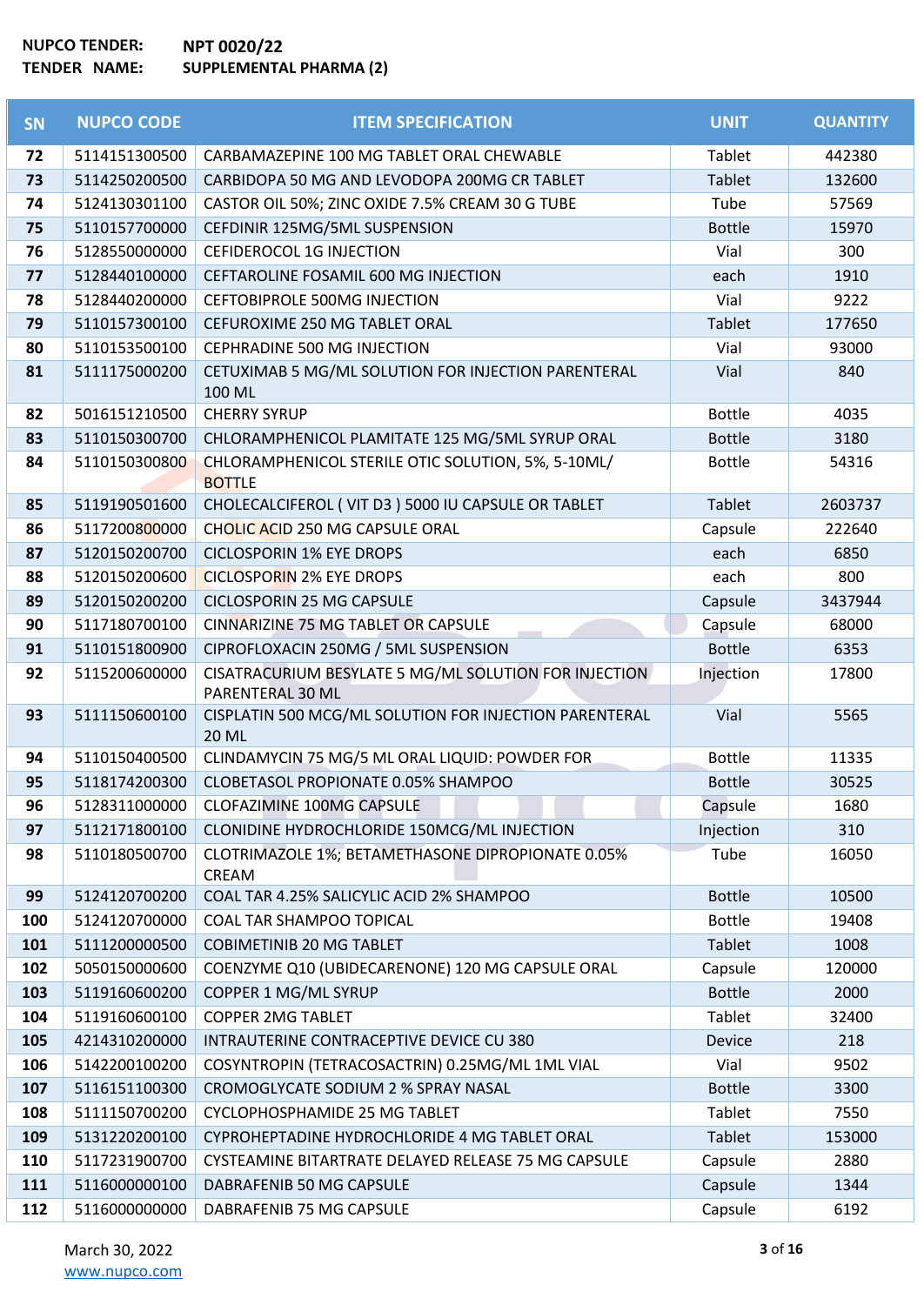**NUPCO TENDER:** NPT 0020/22
**TENDER NAME:** SUPPLEMENTAL PHARMA (2)

| SN | NUPCO CODE | ITEM SPECIFICATION | UNIT | QUANTITY |
|---|---|---|---|---|
| 72 | 5114151300500 | CARBAMAZEPINE 100 MG TABLET ORAL CHEWABLE | Tablet | 442380 |
| 73 | 5114250200500 | CARBIDOPA 50 MG AND LEVODOPA 200MG CR TABLET | Tablet | 132600 |
| 74 | 5124130301100 | CASTOR OIL 50%; ZINC OXIDE 7.5% CREAM 30 G TUBE | Tube | 57569 |
| 75 | 5110157700000 | CEFDINIR 125MG/5ML SUSPENSION | Bottle | 15970 |
| 76 | 5128550000000 | CEFIDEROCOL 1G INJECTION | Vial | 300 |
| 77 | 5128440100000 | CEFTAROLINE FOSAMIL 600 MG INJECTION | each | 1910 |
| 78 | 5128440200000 | CEFTOBIPROLE 500MG INJECTION | Vial | 9222 |
| 79 | 5110157300100 | CEFUROXIME 250 MG TABLET ORAL | Tablet | 177650 |
| 80 | 5110153500100 | CEPHRADINE 500 MG INJECTION | Vial | 93000 |
| 81 | 5111175000200 | CETUXIMAB 5 MG/ML SOLUTION FOR INJECTION PARENTERAL 100 ML | Vial | 840 |
| 82 | 5016151210500 | CHERRY SYRUP | Bottle | 4035 |
| 83 | 5110150300700 | CHLORAMPHENICOL PLAMITATE 125 MG/5ML SYRUP ORAL | Bottle | 3180 |
| 84 | 5110150300800 | CHLORAMPHENICOL STERILE OTIC SOLUTION, 5%, 5-10ML/ BOTTLE | Bottle | 54316 |
| 85 | 5119190501600 | CHOLECALCIFEROL ( VIT D3 ) 5000 IU CAPSULE OR TABLET | Tablet | 2603737 |
| 86 | 5117200800000 | CHOLIC ACID 250 MG CAPSULE ORAL | Capsule | 222640 |
| 87 | 5120150200700 | CICLOSPORIN 1% EYE DROPS | each | 6850 |
| 88 | 5120150200600 | CICLOSPORIN 2% EYE DROPS | each | 800 |
| 89 | 5120150200200 | CICLOSPORIN 25 MG CAPSULE | Capsule | 3437944 |
| 90 | 5117180700100 | CINNARIZINE 75 MG TABLET OR CAPSULE | Capsule | 68000 |
| 91 | 5110151800900 | CIPROFLOXACIN 250MG / 5ML SUSPENSION | Bottle | 6353 |
| 92 | 5115200600000 | CISATRACURIUM BESYLATE 5 MG/ML SOLUTION FOR INJECTION PARENTERAL 30 ML | Injection | 17800 |
| 93 | 5111150600100 | CISPLATIN 500 MCG/ML SOLUTION FOR INJECTION PARENTERAL 20 ML | Vial | 5565 |
| 94 | 5110150400500 | CLINDAMYCIN 75 MG/5 ML ORAL LIQUID: POWDER FOR | Bottle | 11335 |
| 95 | 5118174200300 | CLOBETASOL PROPIONATE 0.05% SHAMPOO | Bottle | 30525 |
| 96 | 5128311000000 | CLOFAZIMINE 100MG CAPSULE | Capsule | 1680 |
| 97 | 5112171800100 | CLONIDINE HYDROCHLORIDE 150MCG/ML INJECTION | Injection | 310 |
| 98 | 5110180500700 | CLOTRIMAZOLE 1%; BETAMETHASONE DIPROPIONATE 0.05% CREAM | Tube | 16050 |
| 99 | 5124120700200 | COAL TAR 4.25% SALICYLIC ACID 2% SHAMPOO | Bottle | 10500 |
| 100 | 5124120700000 | COAL TAR SHAMPOO TOPICAL | Bottle | 19408 |
| 101 | 5111200000500 | COBIMETINIB 20 MG TABLET | Tablet | 1008 |
| 102 | 5050150000600 | COENZYME Q10 (UBIDECARENONE) 120 MG CAPSULE ORAL | Capsule | 120000 |
| 103 | 5119160600200 | COPPER 1 MG/ML SYRUP | Bottle | 2000 |
| 104 | 5119160600100 | COPPER 2MG TABLET | Tablet | 32400 |
| 105 | 4214310200000 | INTRAUTERINE CONTRACEPTIVE DEVICE CU 380 | Device | 218 |
| 106 | 5142200100200 | COSYNTROPIN (TETRACOSACTRIN) 0.25MG/ML 1ML VIAL | Vial | 9502 |
| 107 | 5116151100300 | CROMOGLYCATE SODIUM 2 % SPRAY NASAL | Bottle | 3300 |
| 108 | 5111150700200 | CYCLOPHOSPHAMIDE 25 MG TABLET | Tablet | 7550 |
| 109 | 5131220200100 | CYPROHEPTADINE HYDROCHLORIDE 4 MG TABLET ORAL | Tablet | 153000 |
| 110 | 5117231900700 | CYSTEAMINE BITARTRATE DELAYED RELEASE 75 MG CAPSULE | Capsule | 2880 |
| 111 | 5116000000100 | DABRAFENIB 50 MG CAPSULE | Capsule | 1344 |
| 112 | 5116000000000 | DABRAFENIB 75 MG CAPSULE | Capsule | 6192 |

March 30, 2022
www.nupco.com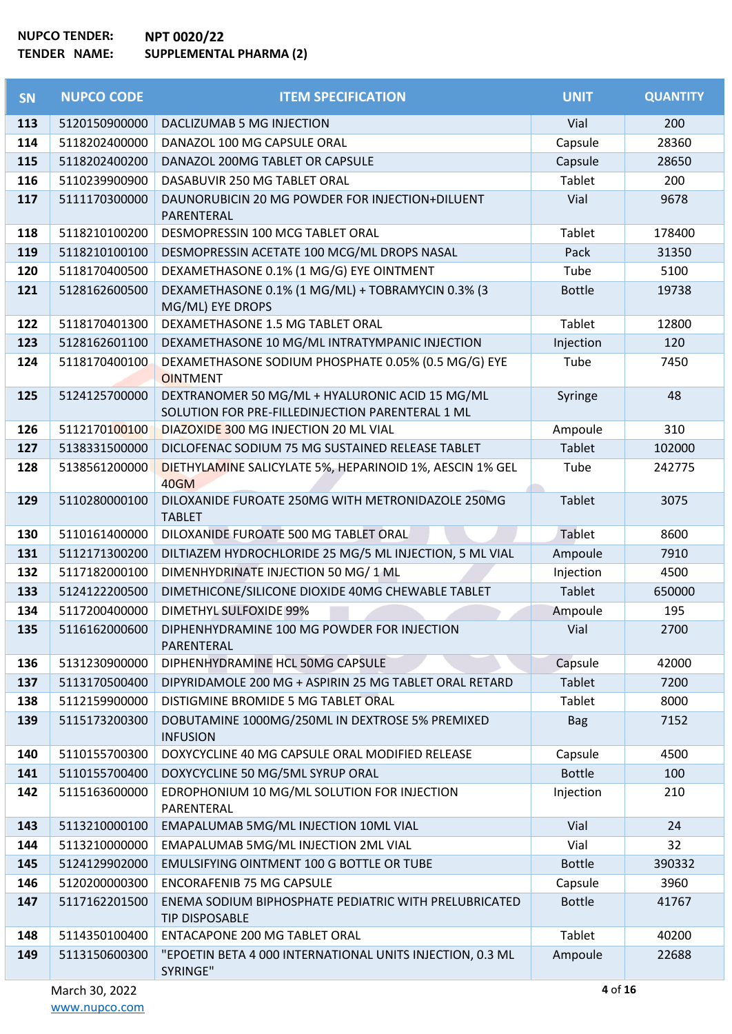**NUPCO TENDER:** NPT 0020/22
**TENDER NAME:** SUPPLEMENTAL PHARMA (2)

| SN | NUPCO CODE | ITEM SPECIFICATION | UNIT | QUANTITY |
|---|---|---|---|---|
| 113 | 5120150900000 | DACLIZUMAB 5 MG INJECTION | Vial | 200 |
| 114 | 5118202400000 | DANAZOL 100 MG CAPSULE ORAL | Capsule | 28360 |
| 115 | 5118202400200 | DANAZOL 200MG TABLET OR CAPSULE | Capsule | 28650 |
| 116 | 5110239900900 | DASABUVIR 250 MG TABLET ORAL | Tablet | 200 |
| 117 | 5111170300000 | DAUNORUBICIN 20 MG POWDER FOR INJECTION+DILUENT PARENTERAL | Vial | 9678 |
| 118 | 5118210100200 | DESMOPRESSIN 100 MCG TABLET ORAL | Tablet | 178400 |
| 119 | 5118210100100 | DESMOPRESSIN ACETATE 100 MCG/ML DROPS NASAL | Pack | 31350 |
| 120 | 5118170400500 | DEXAMETHASONE 0.1% (1 MG/G) EYE OINTMENT | Tube | 5100 |
| 121 | 5128162600500 | DEXAMETHASONE 0.1% (1 MG/ML) + TOBRAMYCIN 0.3% (3 MG/ML) EYE DROPS | Bottle | 19738 |
| 122 | 5118170401300 | DEXAMETHASONE 1.5 MG TABLET ORAL | Tablet | 12800 |
| 123 | 5128162601100 | DEXAMETHASONE 10 MG/ML INTRATYMPANIC INJECTION | Injection | 120 |
| 124 | 5118170400100 | DEXAMETHASONE SODIUM PHOSPHATE 0.05% (0.5 MG/G) EYE OINTMENT | Tube | 7450 |
| 125 | 5124125700000 | DEXTRANOMER 50 MG/ML + HYALURONIC ACID 15 MG/ML SOLUTION FOR PRE-FILLEDINJECTION PARENTERAL 1 ML | Syringe | 48 |
| 126 | 5112170100100 | DIAZOXIDE 300 MG INJECTION 20 ML VIAL | Ampoule | 310 |
| 127 | 5138331500000 | DICLOFENAC SODIUM 75 MG SUSTAINED RELEASE TABLET | Tablet | 102000 |
| 128 | 5138561200000 | DIETHYLAMINE SALICYLATE 5%, HEPARINOID 1%, AESCIN 1% GEL 40GM | Tube | 242775 |
| 129 | 5110280000100 | DILOXANIDE FUROATE 250MG WITH METRONIDAZOLE 250MG TABLET | Tablet | 3075 |
| 130 | 5110161400000 | DILOXANIDE FUROATE 500 MG TABLET ORAL | Tablet | 8600 |
| 131 | 5112171300200 | DILTIAZEM HYDROCHLORIDE 25 MG/5 ML INJECTION, 5 ML VIAL | Ampoule | 7910 |
| 132 | 5117182000100 | DIMENHYDRINATE INJECTION 50 MG/ 1 ML | Injection | 4500 |
| 133 | 5124122200500 | DIMETHICONE/SILICONE DIOXIDE 40MG CHEWABLE TABLET | Tablet | 650000 |
| 134 | 5117200400000 | DIMETHYL SULFOXIDE 99% | Ampoule | 195 |
| 135 | 5116162000600 | DIPHENHYDRAMINE 100 MG POWDER FOR INJECTION PARENTERAL | Vial | 2700 |
| 136 | 5131230900000 | DIPHENHYDRAMINE HCL 50MG CAPSULE | Capsule | 42000 |
| 137 | 5113170500400 | DIPYRIDAMOLE 200 MG + ASPIRIN 25 MG TABLET ORAL RETARD | Tablet | 7200 |
| 138 | 5112159900000 | DISTIGMINE BROMIDE 5 MG TABLET ORAL | Tablet | 8000 |
| 139 | 5115173200300 | DOBUTAMINE 1000MG/250ML IN DEXTROSE 5% PREMIXED INFUSION | Bag | 7152 |
| 140 | 5110155700300 | DOXYCYCLINE 40 MG CAPSULE ORAL MODIFIED RELEASE | Capsule | 4500 |
| 141 | 5110155700400 | DOXYCYCLINE 50 MG/5ML SYRUP ORAL | Bottle | 100 |
| 142 | 5115163600000 | EDROPHONIUM 10 MG/ML SOLUTION FOR INJECTION PARENTERAL | Injection | 210 |
| 143 | 5113210000100 | EMAPALUMAB 5MG/ML INJECTION 10ML VIAL | Vial | 24 |
| 144 | 5113210000000 | EMAPALUMAB 5MG/ML INJECTION 2ML VIAL | Vial | 32 |
| 145 | 5124129902000 | EMULSIFYING OINTMENT 100 G BOTTLE OR TUBE | Bottle | 390332 |
| 146 | 5120200000300 | ENCORAFENIB 75 MG CAPSULE | Capsule | 3960 |
| 147 | 5117162201500 | ENEMA SODIUM BIPHOSPHATE PEDIATRIC WITH PRELUBRICATED TIP DISPOSABLE | Bottle | 41767 |
| 148 | 5114350100400 | ENTACAPONE 200 MG TABLET ORAL | Tablet | 40200 |
| 149 | 5113150600300 | "EPOETIN BETA 4 000 INTERNATIONAL UNITS INJECTION, 0.3 ML SYRINGE" | Ampoule | 22688 |

March 30, 2022
www.nupco.com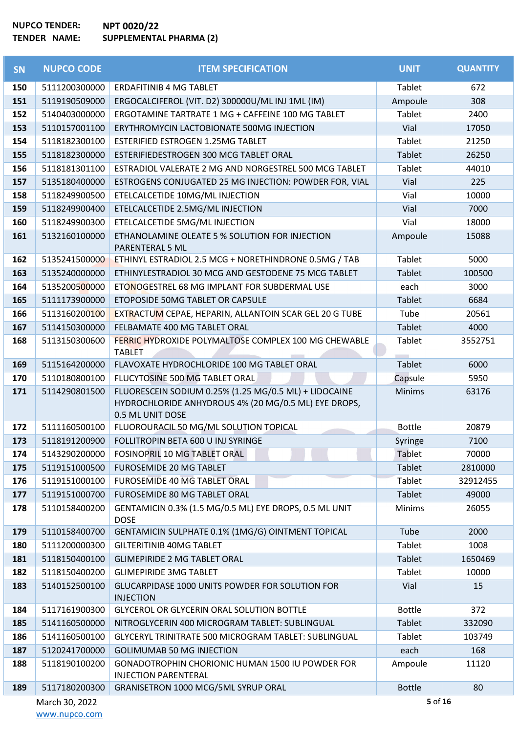**NUPCO TENDER:** **NPT 0020/22**
**TENDER NAME:** **SUPPLEMENTAL PHARMA (2)**

| SN | NUPCO CODE | ITEM SPECIFICATION | UNIT | QUANTITY |
|---|---|---|---|---|
| 150 | 5111200300000 | ERDAFITINIB 4 MG TABLET | Tablet | 672 |
| 151 | 5119190509000 | ERGOCALCIFEROL (VIT. D2) 300000U/ML INJ 1ML (IM) | Ampoule | 308 |
| 152 | 5140403000000 | ERGOTAMINE TARTRATE 1 MG + CAFFEINE 100 MG TABLET | Tablet | 2400 |
| 153 | 5110157001100 | ERYTHROMYCIN LACTOBIONATE 500MG INJECTION | Vial | 17050 |
| 154 | 5118182300100 | ESTERIFIED ESTROGEN 1.25MG TABLET | Tablet | 21250 |
| 155 | 5118182300000 | ESTERIFIEDESTROGEN 300 MCG TABLET ORAL | Tablet | 26250 |
| 156 | 5118181301100 | ESTRADIOL VALERATE 2 MG AND NORGESTREL 500 MCG TABLET | Tablet | 44010 |
| 157 | 5135180400000 | ESTROGENS CONJUGATED 25 MG INJECTION: POWDER FOR, VIAL | Vial | 225 |
| 158 | 5118249900500 | ETELCALCETIDE 10MG/ML INJECTION | Vial | 10000 |
| 159 | 5118249900400 | ETELCALCETIDE 2.5MG/ML INJECTION | Vial | 7000 |
| 160 | 5118249900300 | ETELCALCETIDE 5MG/ML INJECTION | Vial | 18000 |
| 161 | 5132160100000 | ETHANOLAMINE OLEATE 5 % SOLUTION FOR INJECTION PARENTERAL 5 ML | Ampoule | 15088 |
| 162 | 5135241500000 | ETHINYL ESTRADIOL 2.5 MCG + NORETHINDRONE 0.5MG / TAB | Tablet | 5000 |
| 163 | 5135240000000 | ETHINYLESTRADIOL 30 MCG AND GESTODENE 75 MCG TABLET | Tablet | 100500 |
| 164 | 5135200500000 | ETONOGESTREL 68 MG IMPLANT FOR SUBDERMAL USE | each | 3000 |
| 165 | 5111173900000 | ETOPOSIDE 50MG TABLET OR CAPSULE | Tablet | 6684 |
| 166 | 5113160200100 | EXTRACTUM CEPAE, HEPARIN, ALLANTOIN SCAR GEL 20 G TUBE | Tube | 20561 |
| 167 | 5114150300000 | FELBAMATE 400 MG TABLET ORAL | Tablet | 4000 |
| 168 | 5113150300600 | FERRIC HYDROXIDE POLYMALTOSE COMPLEX 100 MG CHEWABLE TABLET | Tablet | 3552751 |
| 169 | 5115164200000 | FLAVOXATE HYDROCHLORIDE 100 MG TABLET ORAL | Tablet | 6000 |
| 170 | 5110180800100 | FLUCYTOSINE 500 MG TABLET ORAL | Capsule | 5950 |
| 171 | 5114290801500 | FLUORESCEIN SODIUM 0.25% (1.25 MG/0.5 ML) + LIDOCAINE HYDROCHLORIDE ANHYDROUS 4% (20 MG/0.5 ML) EYE DROPS, 0.5 ML UNIT DOSE | Minims | 63176 |
| 172 | 5111160500100 | FLUOROURACIL 50 MG/ML SOLUTION TOPICAL | Bottle | 20879 |
| 173 | 5118191200900 | FOLLITROPIN BETA 600 U INJ SYRINGE | Syringe | 7100 |
| 174 | 5143290200000 | FOSINOPRIL 10 MG TABLET ORAL | Tablet | 70000 |
| 175 | 5119151000500 | FUROSEMIDE 20 MG TABLET | Tablet | 2810000 |
| 176 | 5119151000100 | FUROSEMIDE 40 MG TABLET ORAL | Tablet | 32912455 |
| 177 | 5119151000700 | FUROSEMIDE 80 MG TABLET ORAL | Tablet | 49000 |
| 178 | 5110158400200 | GENTAMICIN 0.3% (1.5 MG/0.5 ML) EYE DROPS, 0.5 ML UNIT DOSE | Minims | 26055 |
| 179 | 5110158400700 | GENTAMICIN SULPHATE 0.1% (1MG/G) OINTMENT TOPICAL | Tube | 2000 |
| 180 | 5111200000300 | GILTERITINIB 40MG TABLET | Tablet | 1008 |
| 181 | 5118150400100 | GLIMEPIRIDE 2 MG TABLET ORAL | Tablet | 1650469 |
| 182 | 5118150400200 | GLIMEPIRIDE 3MG TABLET | Tablet | 10000 |
| 183 | 5140152500100 | GLUCARPIDASE 1000 UNITS POWDER FOR SOLUTION FOR INJECTION | Vial | 15 |
| 184 | 5117161900300 | GLYCEROL OR GLYCERIN ORAL SOLUTION BOTTLE | Bottle | 372 |
| 185 | 5141160500000 | NITROGLYCERIN 400 MICROGRAM TABLET: SUBLINGUAL | Tablet | 332090 |
| 186 | 5141160500100 | GLYCERYL TRINITRATE 500 MICROGRAM TABLET: SUBLINGUAL | Tablet | 103749 |
| 187 | 5120241700000 | GOLIMUMAB 50 MG INJECTION | each | 168 |
| 188 | 5118190100200 | GONADOTROPHIN CHORIONIC HUMAN 1500 IU POWDER FOR INJECTION PARENTERAL | Ampoule | 11120 |
| 189 | 5117180200300 | GRANISETRON 1000 MCG/5ML SYRUP ORAL | Bottle | 80 |

March 30, 2022
www.nupco.com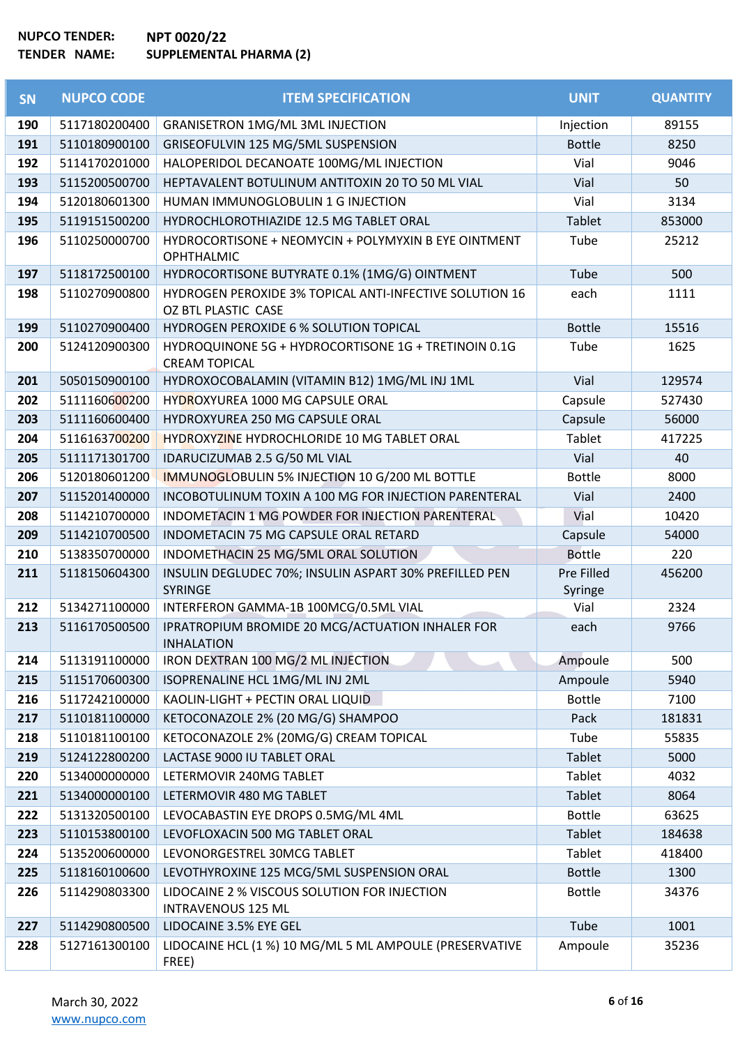**NUPCO TENDER:** NPT 0020/22
**TENDER NAME:** SUPPLEMENTAL PHARMA (2)

| SN | NUPCO CODE | ITEM SPECIFICATION | UNIT | QUANTITY |
|---|---|---|---|---|
| 190 | 5117180200400 | GRANISETRON 1MG/ML 3ML INJECTION | Injection | 89155 |
| 191 | 5110180900100 | GRISEOFULVIN 125 MG/5ML SUSPENSION | Bottle | 8250 |
| 192 | 5114170201000 | HALOPERIDOL DECANOATE 100MG/ML INJECTION | Vial | 9046 |
| 193 | 5115200500700 | HEPTAVALENT BOTULINUM ANTITOXIN 20 TO 50 ML VIAL | Vial | 50 |
| 194 | 5120180601300 | HUMAN IMMUNOGLOBULIN 1 G INJECTION | Vial | 3134 |
| 195 | 5119151500200 | HYDROCHLOROTHIAZIDE 12.5 MG TABLET ORAL | Tablet | 853000 |
| 196 | 5110250000700 | HYDROCORTISONE + NEOMYCIN + POLYMYXIN B EYE OINTMENT OPHTHALMIC | Tube | 25212 |
| 197 | 5118172500100 | HYDROCORTISONE BUTYRATE 0.1% (1MG/G) OINTMENT | Tube | 500 |
| 198 | 5110270900800 | HYDROGEN PEROXIDE 3% TOPICAL ANTI-INFECTIVE SOLUTION 16 OZ BTL PLASTIC CASE | each | 1111 |
| 199 | 5110270900400 | HYDROGEN PEROXIDE 6 % SOLUTION TOPICAL | Bottle | 15516 |
| 200 | 5124120900300 | HYDROQUINONE 5G + HYDROCORTISONE 1G + TRETINOIN 0.1G CREAM TOPICAL | Tube | 1625 |
| 201 | 5050150900100 | HYDROXOCOBALAMIN (VITAMIN B12) 1MG/ML INJ 1ML | Vial | 129574 |
| 202 | 5111160600200 | HYDROXYUREA 1000 MG CAPSULE ORAL | Capsule | 527430 |
| 203 | 5111160600400 | HYDROXYUREA 250 MG CAPSULE ORAL | Capsule | 56000 |
| 204 | 5116163700200 | HYDROXYZINE HYDROCHLORIDE 10 MG TABLET ORAL | Tablet | 417225 |
| 205 | 5111171301700 | IDARUCIZUMAB 2.5 G/50 ML VIAL | Vial | 40 |
| 206 | 5120180601200 | IMMUNOGLOBULIN 5% INJECTION 10 G/200 ML BOTTLE | Bottle | 8000 |
| 207 | 5115201400000 | INCOBOTULINUM TOXIN A 100 MG FOR INJECTION PARENTERAL | Vial | 2400 |
| 208 | 5114210700000 | INDOMETACIN 1 MG POWDER FOR INJECTION PARENTERAL | Vial | 10420 |
| 209 | 5114210700500 | INDOMETACIN 75 MG CAPSULE ORAL RETARD | Capsule | 54000 |
| 210 | 5138350700000 | INDOMETHACIN 25 MG/5ML ORAL SOLUTION | Bottle | 220 |
| 211 | 5118150604300 | INSULIN DEGLUDEC 70%; INSULIN ASPART 30% PREFILLED PEN SYRINGE | Pre Filled Syringe | 456200 |
| 212 | 5134271100000 | INTERFERON GAMMA-1B 100MCG/0.5ML VIAL | Vial | 2324 |
| 213 | 5116170500500 | IPRATROPIUM BROMIDE 20 MCG/ACTUATION INHALER FOR INHALATION | each | 9766 |
| 214 | 5113191100000 | IRON DEXTRAN 100 MG/2 ML INJECTION | Ampoule | 500 |
| 215 | 5115170600300 | ISOPRENALINE HCL 1MG/ML INJ 2ML | Ampoule | 5940 |
| 216 | 5117242100000 | KAOLIN-LIGHT + PECTIN ORAL LIQUID | Bottle | 7100 |
| 217 | 5110181100000 | KETOCONAZOLE 2% (20 MG/G) SHAMPOO | Pack | 181831 |
| 218 | 5110181100100 | KETOCONAZOLE 2% (20MG/G) CREAM TOPICAL | Tube | 55835 |
| 219 | 5124122800200 | LACTASE 9000 IU TABLET ORAL | Tablet | 5000 |
| 220 | 5134000000000 | LETERMOVIR 240MG TABLET | Tablet | 4032 |
| 221 | 5134000000100 | LETERMOVIR 480 MG TABLET | Tablet | 8064 |
| 222 | 5131320500100 | LEVOCABASTIN EYE DROPS 0.5MG/ML 4ML | Bottle | 63625 |
| 223 | 5110153800100 | LEVOFLOXACIN 500 MG TABLET ORAL | Tablet | 184638 |
| 224 | 5135200600000 | LEVONORGESTREL 30MCG TABLET | Tablet | 418400 |
| 225 | 5118160100600 | LEVOTHYROXINE 125 MCG/5ML SUSPENSION ORAL | Bottle | 1300 |
| 226 | 5114290803300 | LIDOCAINE 2 % VISCOUS SOLUTION FOR INJECTION INTRAVENOUS 125 ML | Bottle | 34376 |
| 227 | 5114290800500 | LIDOCAINE 3.5% EYE GEL | Tube | 1001 |
| 228 | 5127161300100 | LIDOCAINE HCL (1 %) 10 MG/ML 5 ML AMPOULE (PRESERVATIVE FREE) | Ampoule | 35236 |

March 30, 2022
www.nupco.com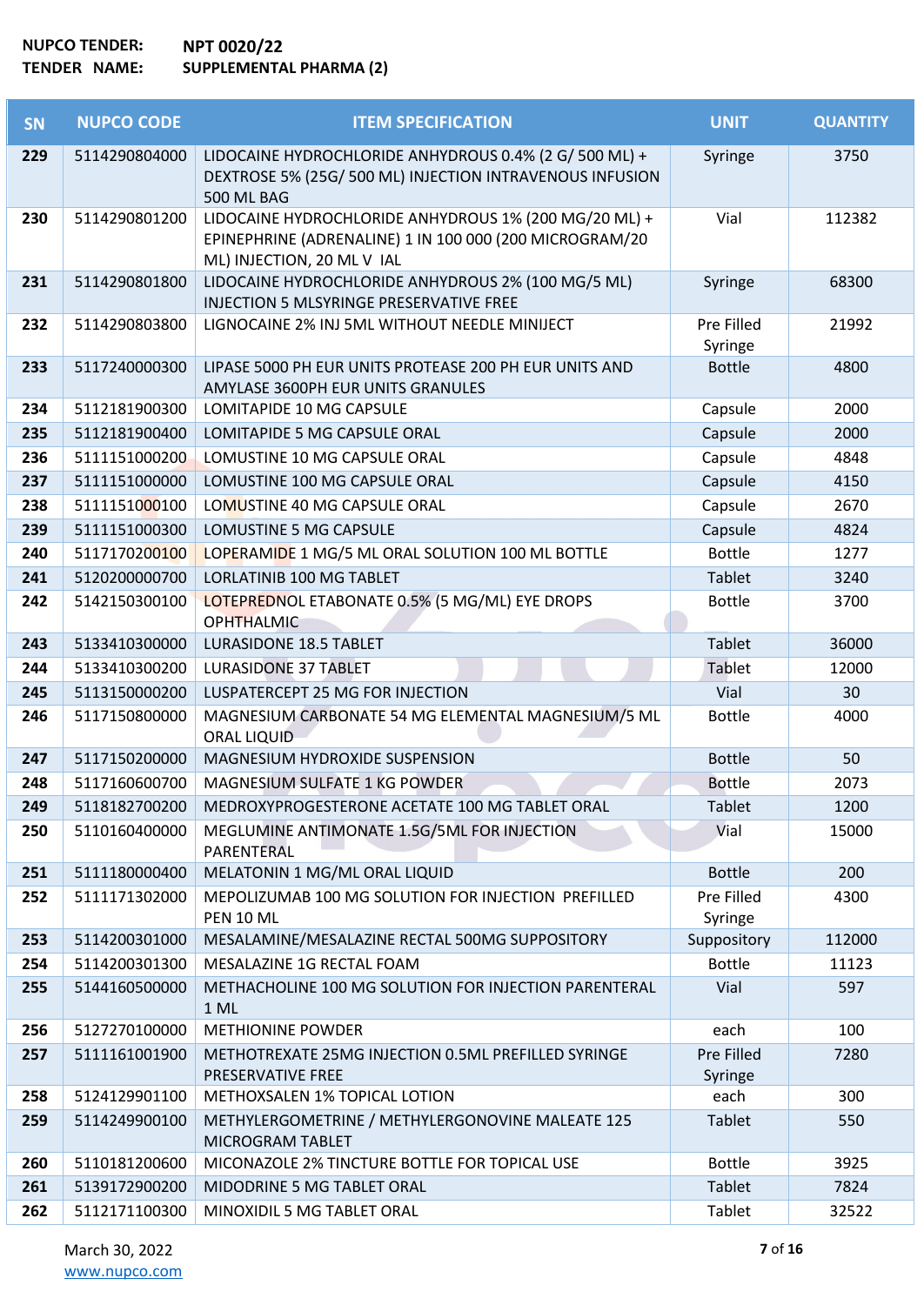**NUPCO TENDER:** NPT 0020/22
**TENDER NAME:** SUPPLEMENTAL PHARMA (2)

| SN | NUPCO CODE | ITEM SPECIFICATION | UNIT | QUANTITY |
|---|---|---|---|---|
| 229 | 5114290804000 | LIDOCAINE HYDROCHLORIDE ANHYDROUS 0.4% (2 G/ 500 ML) + DEXTROSE 5% (25G/ 500 ML) INJECTION INTRAVENOUS INFUSION 500 ML BAG | Syringe | 3750 |
| 230 | 5114290801200 | LIDOCAINE HYDROCHLORIDE ANHYDROUS 1% (200 MG/20 ML) + EPINEPHRINE (ADRENALINE) 1 IN 100 000 (200 MICROGRAM/20 ML) INJECTION, 20 ML V IAL | Vial | 112382 |
| 231 | 5114290801800 | LIDOCAINE HYDROCHLORIDE ANHYDROUS 2% (100 MG/5 ML) INJECTION 5 MLSYRINGE PRESERVATIVE FREE | Syringe | 68300 |
| 232 | 5114290803800 | LIGNOCAINE 2% INJ 5ML WITHOUT NEEDLE MINIJECT | Pre Filled Syringe | 21992 |
| 233 | 5117240000300 | LIPASE 5000 PH EUR UNITS PROTEASE 200 PH EUR UNITS AND AMYLASE 3600PH EUR UNITS GRANULES | Bottle | 4800 |
| 234 | 5112181900300 | LOMITAPIDE 10 MG CAPSULE | Capsule | 2000 |
| 235 | 5112181900400 | LOMITAPIDE 5 MG CAPSULE ORAL | Capsule | 2000 |
| 236 | 5111151000200 | LOMUSTINE 10 MG CAPSULE ORAL | Capsule | 4848 |
| 237 | 5111151000000 | LOMUSTINE 100 MG CAPSULE ORAL | Capsule | 4150 |
| 238 | 5111151000100 | LOMUSTINE 40 MG CAPSULE ORAL | Capsule | 2670 |
| 239 | 5111151000300 | LOMUSTINE 5 MG CAPSULE | Capsule | 4824 |
| 240 | 5117170200100 | LOPERAMIDE 1 MG/5 ML ORAL SOLUTION 100 ML BOTTLE | Bottle | 1277 |
| 241 | 5120200000700 | LORLATINIB 100 MG TABLET | Tablet | 3240 |
| 242 | 5142150300100 | LOTEPREDNOL ETABONATE 0.5% (5 MG/ML) EYE DROPS OPHTHALMIC | Bottle | 3700 |
| 243 | 5133410300000 | LURASIDONE 18.5 TABLET | Tablet | 36000 |
| 244 | 5133410300200 | LURASIDONE 37 TABLET | Tablet | 12000 |
| 245 | 5113150000200 | LUSPATERCEPT 25 MG FOR INJECTION | Vial | 30 |
| 246 | 5117150800000 | MAGNESIUM CARBONATE 54 MG ELEMENTAL MAGNESIUM/5 ML ORAL LIQUID | Bottle | 4000 |
| 247 | 5117150200000 | MAGNESIUM HYDROXIDE SUSPENSION | Bottle | 50 |
| 248 | 5117160600700 | MAGNESIUM SULFATE 1 KG POWDER | Bottle | 2073 |
| 249 | 5118182700200 | MEDROXYPROGESTERONE ACETATE 100 MG TABLET ORAL | Tablet | 1200 |
| 250 | 5110160400000 | MEGLUMINE ANTIMONATE 1.5G/5ML FOR INJECTION PARENTERAL | Vial | 15000 |
| 251 | 5111180000400 | MELATONIN 1 MG/ML ORAL LIQUID | Bottle | 200 |
| 252 | 5111171302000 | MEPOLIZUMAB 100 MG SOLUTION FOR INJECTION PREFILLED PEN 10 ML | Pre Filled Syringe | 4300 |
| 253 | 5114200301000 | MESALAMINE/MESALAZINE RECTAL 500MG SUPPOSITORY | Suppository | 112000 |
| 254 | 5114200301300 | MESALAZINE 1G RECTAL FOAM | Bottle | 11123 |
| 255 | 5144160500000 | METHACHOLINE 100 MG SOLUTION FOR INJECTION PARENTERAL 1 ML | Vial | 597 |
| 256 | 5127270100000 | METHIONINE POWDER | each | 100 |
| 257 | 5111161001900 | METHOTREXATE 25MG INJECTION 0.5ML PREFILLED SYRINGE PRESERVATIVE FREE | Pre Filled Syringe | 7280 |
| 258 | 5124129901100 | METHOXSALEN 1% TOPICAL LOTION | each | 300 |
| 259 | 5114249900100 | METHYLERGOMETRINE / METHYLERGONOVINE MALEATE 125 MICROGRAM TABLET | Tablet | 550 |
| 260 | 5110181200600 | MICONAZOLE 2% TINCTURE BOTTLE FOR TOPICAL USE | Bottle | 3925 |
| 261 | 5139172900200 | MIDODRINE 5 MG TABLET ORAL | Tablet | 7824 |
| 262 | 5112171100300 | MINOXIDIL 5 MG TABLET ORAL | Tablet | 32522 |

March 30, 2022
www.nupco.com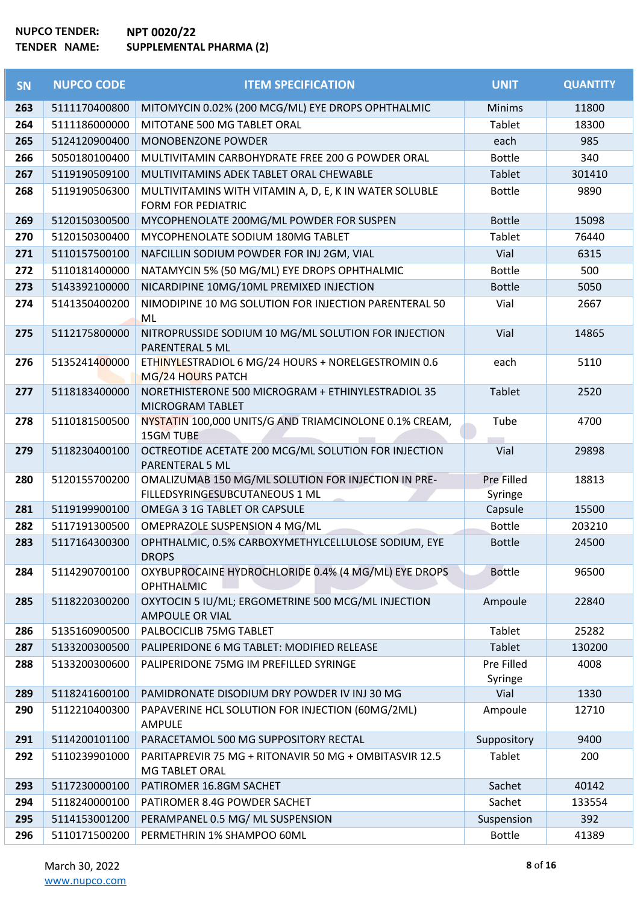**NUPCO TENDER:** NPT 0020/22
**TENDER NAME:** SUPPLEMENTAL PHARMA (2)

| SN | NUPCO CODE | ITEM SPECIFICATION | UNIT | QUANTITY |
|---|---|---|---|---|
| 263 | 5111170400800 | MITOMYCIN 0.02% (200 MCG/ML) EYE DROPS OPHTHALMIC | Minims | 11800 |
| 264 | 5111186000000 | MITOTANE 500 MG TABLET ORAL | Tablet | 18300 |
| 265 | 5124120900400 | MONOBENZONE POWDER | each | 985 |
| 266 | 5050180100400 | MULTIVITAMIN CARBOHYDRATE FREE 200 G POWDER ORAL | Bottle | 340 |
| 267 | 5119190509100 | MULTIVITAMINS ADEK TABLET ORAL CHEWABLE | Tablet | 301410 |
| 268 | 5119190506300 | MULTIVITAMINS WITH VITAMIN A, D, E, K IN WATER SOLUBLE FORM FOR PEDIATRIC | Bottle | 9890 |
| 269 | 5120150300500 | MYCOPHENOLATE 200MG/ML POWDER FOR SUSPEN | Bottle | 15098 |
| 270 | 5120150300400 | MYCOPHENOLATE SODIUM 180MG TABLET | Tablet | 76440 |
| 271 | 5110157500100 | NAFCILLIN SODIUM POWDER FOR INJ 2GM, VIAL | Vial | 6315 |
| 272 | 5110181400000 | NATAMYCIN 5% (50 MG/ML) EYE DROPS OPHTHALMIC | Bottle | 500 |
| 273 | 5143392100000 | NICARDIPINE 10MG/10ML PREMIXED INJECTION | Bottle | 5050 |
| 274 | 5141350400200 | NIMODIPINE 10 MG SOLUTION FOR INJECTION PARENTERAL 50 ML | Vial | 2667 |
| 275 | 5112175800000 | NITROPRUSSIDE SODIUM 10 MG/ML SOLUTION FOR INJECTION PARENTERAL 5 ML | Vial | 14865 |
| 276 | 5135241400000 | ETHINYLESTRADIOL 6 MG/24 HOURS + NORELGESTROMIN 0.6 MG/24 HOURS PATCH | each | 5110 |
| 277 | 5118183400000 | NORETHISTERONE 500 MICROGRAM + ETHINYLESTRADIOL 35 MICROGRAM TABLET | Tablet | 2520 |
| 278 | 5110181500500 | NYSTATIN 100,000 UNITS/G AND TRIAMCINOLONE 0.1% CREAM, 15GM TUBE | Tube | 4700 |
| 279 | 5118230400100 | OCTREOTIDE ACETATE 200 MCG/ML SOLUTION FOR INJECTION PARENTERAL 5 ML | Vial | 29898 |
| 280 | 5120155700200 | OMALIZUMAB 150 MG/ML SOLUTION FOR INJECTION IN PRE-FILLEDSYRINGESUBCUTANEOUS 1 ML | Pre Filled Syringe | 18813 |
| 281 | 5119199900100 | OMEGA 3 1G TABLET OR CAPSULE | Capsule | 15500 |
| 282 | 5117191300500 | OMEPRAZOLE SUSPENSION 4 MG/ML | Bottle | 203210 |
| 283 | 5117164300300 | OPHTHALMIC, 0.5% CARBOXYMETHYLCELLULOSE SODIUM, EYE DROPS | Bottle | 24500 |
| 284 | 5114290700100 | OXYBUPROCAINE HYDROCHLORIDE 0.4% (4 MG/ML) EYE DROPS OPHTHALMIC | Bottle | 96500 |
| 285 | 5118220300200 | OXYTOCIN 5 IU/ML; ERGOMETRINE 500 MCG/ML INJECTION AMPOULE OR VIAL | Ampoule | 22840 |
| 286 | 5135160900500 | PALBOCICLIB 75MG TABLET | Tablet | 25282 |
| 287 | 5133200300500 | PALIPERIDONE 6 MG TABLET: MODIFIED RELEASE | Tablet | 130200 |
| 288 | 5133200300600 | PALIPERIDONE 75MG IM PREFILLED SYRINGE | Pre Filled Syringe | 4008 |
| 289 | 5118241600100 | PAMIDRONATE DISODIUM DRY POWDER IV INJ 30 MG | Vial | 1330 |
| 290 | 5112210400300 | PAPAVERINE HCL SOLUTION FOR INJECTION (60MG/2ML) AMPULE | Ampoule | 12710 |
| 291 | 5114200101100 | PARACETAMOL 500 MG SUPPOSITORY RECTAL | Suppository | 9400 |
| 292 | 5110239901000 | PARITAPREVIR 75 MG + RITONAVIR 50 MG + OMBITASVIR 12.5 MG TABLET ORAL | Tablet | 200 |
| 293 | 5117230000100 | PATIROMER 16.8GM SACHET | Sachet | 40142 |
| 294 | 5118240000100 | PATIROMER 8.4G POWDER SACHET | Sachet | 133554 |
| 295 | 5114153001200 | PERAMPANEL 0.5 MG/ ML SUSPENSION | Suspension | 392 |
| 296 | 5110171500200 | PERMETHRIN 1% SHAMPOO 60ML | Bottle | 41389 |

March 30, 2022
www.nupco.com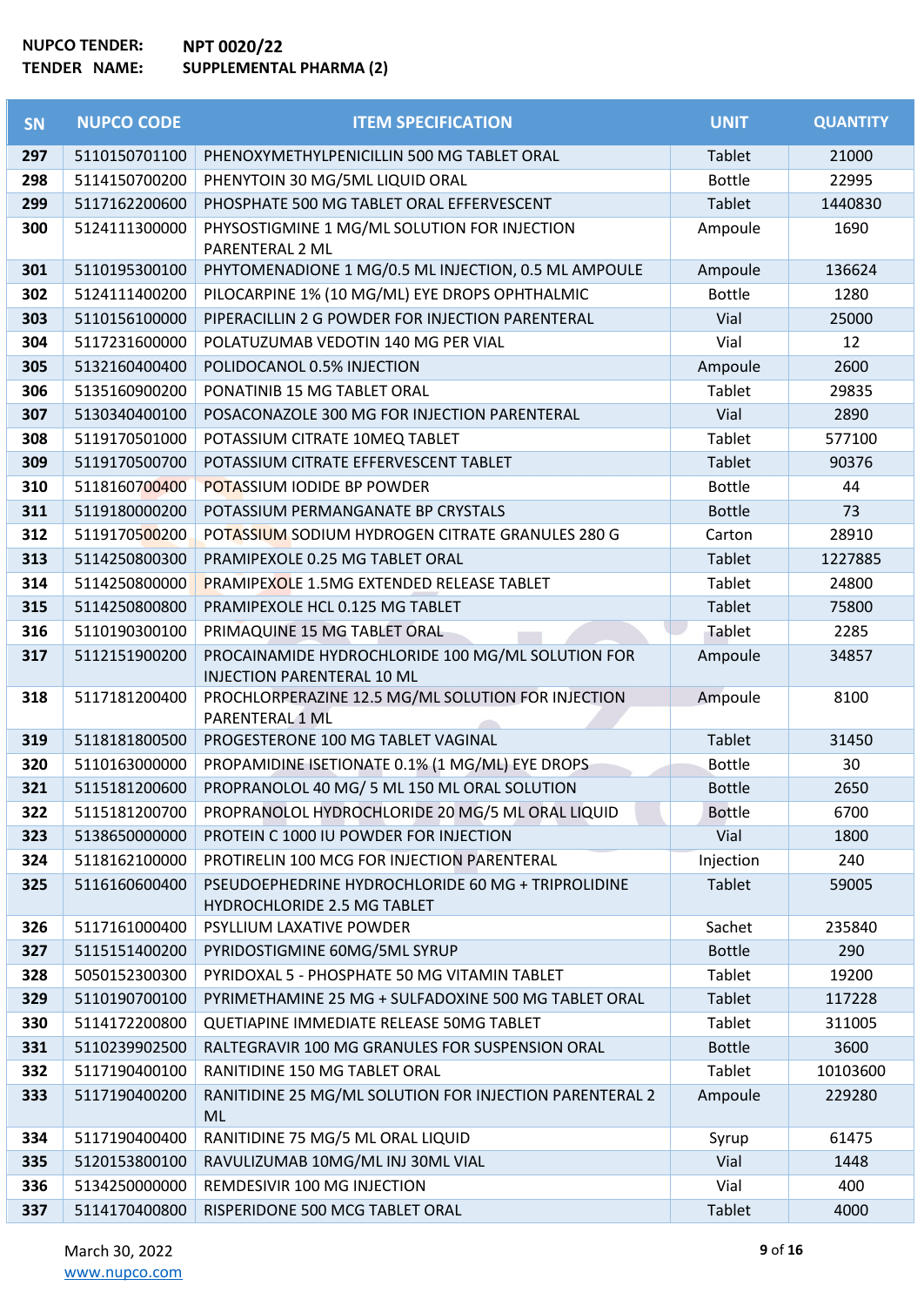**NUPCO TENDER:** **NPT 0020/22**
**TENDER NAME:** **SUPPLEMENTAL PHARMA (2)**

| SN | NUPCO CODE | ITEM SPECIFICATION | UNIT | QUANTITY |
|---|---|---|---|---|
| 297 | 5110150701100 | PHENOXYMETHYLPENICILLIN 500 MG TABLET ORAL | Tablet | 21000 |
| 298 | 5114150700200 | PHENYTOIN 30 MG/5ML LIQUID ORAL | Bottle | 22995 |
| 299 | 5117162200600 | PHOSPHATE 500 MG TABLET ORAL EFFERVESCENT | Tablet | 1440830 |
| 300 | 5124111300000 | PHYSOSTIGMINE 1 MG/ML SOLUTION FOR INJECTION PARENTERAL 2 ML | Ampoule | 1690 |
| 301 | 5110195300100 | PHYTOMENADIONE 1 MG/0.5 ML INJECTION, 0.5 ML AMPOULE | Ampoule | 136624 |
| 302 | 5124111400200 | PILOCARPINE 1% (10 MG/ML) EYE DROPS OPHTHALMIC | Bottle | 1280 |
| 303 | 5110156100000 | PIPERACILLIN 2 G POWDER FOR INJECTION PARENTERAL | Vial | 25000 |
| 304 | 5117231600000 | POLATUZUMAB VEDOTIN 140 MG PER VIAL | Vial | 12 |
| 305 | 5132160400400 | POLIDOCANOL 0.5% INJECTION | Ampoule | 2600 |
| 306 | 5135160900200 | PONATINIB 15 MG TABLET ORAL | Tablet | 29835 |
| 307 | 5130340400100 | POSACONAZOLE 300 MG FOR INJECTION PARENTERAL | Vial | 2890 |
| 308 | 5119170501000 | POTASSIUM CITRATE 10MEQ TABLET | Tablet | 577100 |
| 309 | 5119170500700 | POTASSIUM CITRATE EFFERVESCENT TABLET | Tablet | 90376 |
| 310 | 5118160700400 | POTASSIUM IODIDE BP POWDER | Bottle | 44 |
| 311 | 5119180000200 | POTASSIUM PERMANGANATE BP CRYSTALS | Bottle | 73 |
| 312 | 5119170500200 | POTASSIUM SODIUM HYDROGEN CITRATE GRANULES 280 G | Carton | 28910 |
| 313 | 5114250800300 | PRAMIPEXOLE 0.25 MG TABLET ORAL | Tablet | 1227885 |
| 314 | 5114250800000 | PRAMIPEXOLE 1.5MG EXTENDED RELEASE TABLET | Tablet | 24800 |
| 315 | 5114250800800 | PRAMIPEXOLE HCL 0.125 MG TABLET | Tablet | 75800 |
| 316 | 5110190300100 | PRIMAQUINE 15 MG TABLET ORAL | Tablet | 2285 |
| 317 | 5112151900200 | PROCAINAMIDE HYDROCHLORIDE 100 MG/ML SOLUTION FOR INJECTION PARENTERAL 10 ML | Ampoule | 34857 |
| 318 | 5117181200400 | PROCHLORPERAZINE 12.5 MG/ML SOLUTION FOR INJECTION PARENTERAL 1 ML | Ampoule | 8100 |
| 319 | 5118181800500 | PROGESTERONE 100 MG TABLET VAGINAL | Tablet | 31450 |
| 320 | 5110163000000 | PROPAMIDINE ISETIONATE 0.1% (1 MG/ML) EYE DROPS | Bottle | 30 |
| 321 | 5115181200600 | PROPRANOLOL 40 MG/ 5 ML 150 ML ORAL SOLUTION | Bottle | 2650 |
| 322 | 5115181200700 | PROPRANOLOL HYDROCHLORIDE 20 MG/5 ML ORAL LIQUID | Bottle | 6700 |
| 323 | 5138650000000 | PROTEIN C 1000 IU POWDER FOR INJECTION | Vial | 1800 |
| 324 | 5118162100000 | PROTIRELIN 100 MCG FOR INJECTION PARENTERAL | Injection | 240 |
| 325 | 5116160600400 | PSEUDOEPHEDRINE HYDROCHLORIDE 60 MG + TRIPROLIDINE HYDROCHLORIDE 2.5 MG TABLET | Tablet | 59005 |
| 326 | 5117161000400 | PSYLLIUM LAXATIVE POWDER | Sachet | 235840 |
| 327 | 5115151400200 | PYRIDOSTIGMINE 60MG/5ML SYRUP | Bottle | 290 |
| 328 | 5050152300300 | PYRIDOXAL 5 - PHOSPHATE 50 MG VITAMIN TABLET | Tablet | 19200 |
| 329 | 5110190700100 | PYRIMETHAMINE 25 MG + SULFADOXINE 500 MG TABLET ORAL | Tablet | 117228 |
| 330 | 5114172200800 | QUETIAPINE IMMEDIATE RELEASE 50MG TABLET | Tablet | 311005 |
| 331 | 5110239902500 | RALTEGRAVIR 100 MG GRANULES FOR SUSPENSION ORAL | Bottle | 3600 |
| 332 | 5117190400100 | RANITIDINE 150 MG TABLET ORAL | Tablet | 10103600 |
| 333 | 5117190400200 | RANITIDINE 25 MG/ML SOLUTION FOR INJECTION PARENTERAL 2 ML | Ampoule | 229280 |
| 334 | 5117190400400 | RANITIDINE 75 MG/5 ML ORAL LIQUID | Syrup | 61475 |
| 335 | 5120153800100 | RAVULIZUMAB 10MG/ML INJ 30ML VIAL | Vial | 1448 |
| 336 | 5134250000000 | REMDESIVIR 100 MG INJECTION | Vial | 400 |
| 337 | 5114170400800 | RISPERIDONE 500 MCG TABLET ORAL | Tablet | 4000 |

March 30, 2022
www.nupco.com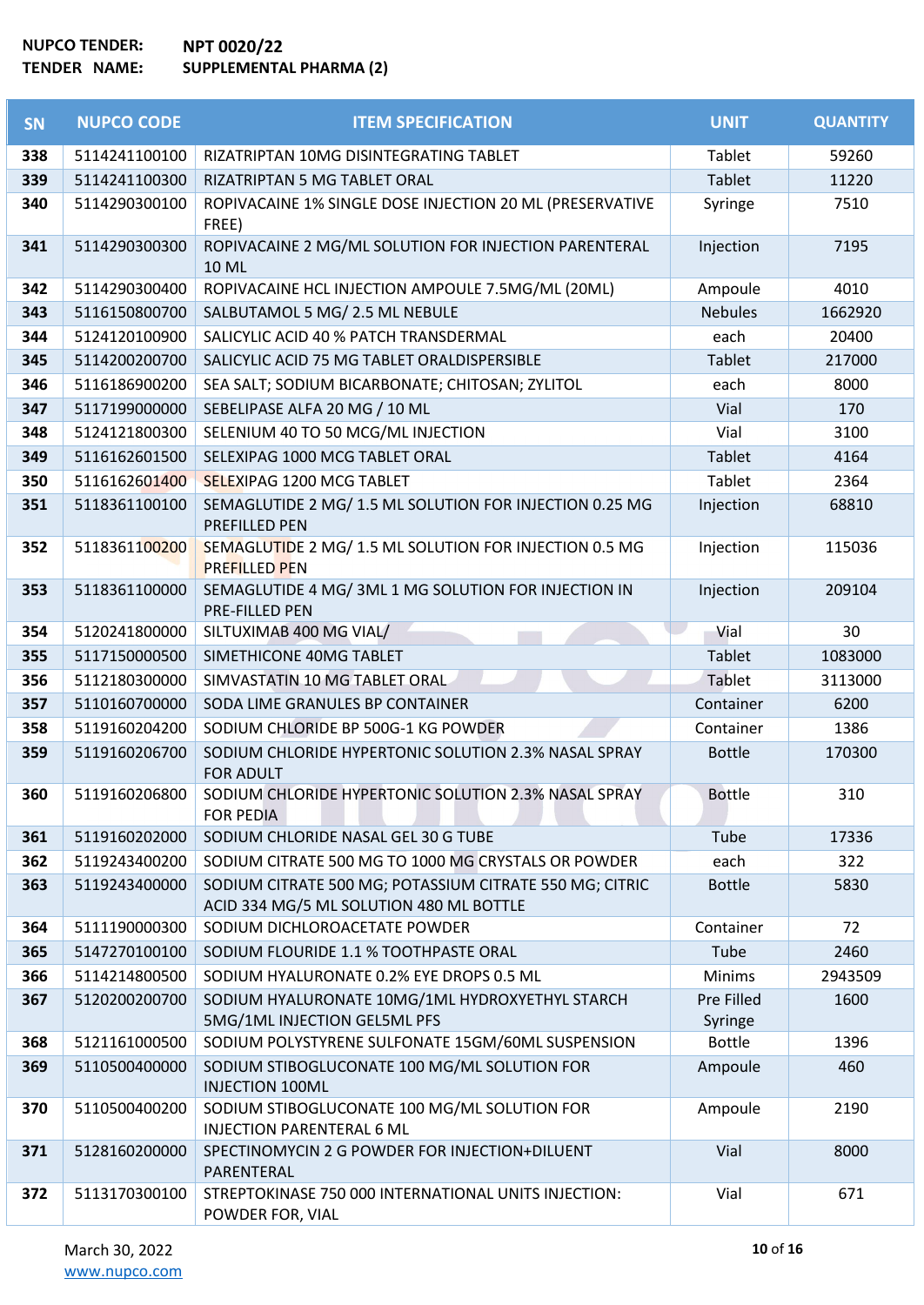**NUPCO TENDER:** NPT 0020/22
**TENDER NAME:** SUPPLEMENTAL PHARMA (2)

| SN | NUPCO CODE | ITEM SPECIFICATION | UNIT | QUANTITY |
|---|---|---|---|---|
| 338 | 5114241100100 | RIZATRIPTAN 10MG DISINTEGRATING TABLET | Tablet | 59260 |
| 339 | 5114241100300 | RIZATRIPTAN 5 MG TABLET ORAL | Tablet | 11220 |
| 340 | 5114290300100 | ROPIVACAINE 1% SINGLE DOSE INJECTION 20 ML (PRESERVATIVE FREE) | Syringe | 7510 |
| 341 | 5114290300300 | ROPIVACAINE 2 MG/ML SOLUTION FOR INJECTION PARENTERAL 10 ML | Injection | 7195 |
| 342 | 5114290300400 | ROPIVACAINE HCL INJECTION AMPOULE 7.5MG/ML (20ML) | Ampoule | 4010 |
| 343 | 5116150800700 | SALBUTAMOL 5 MG/ 2.5 ML NEBULE | Nebules | 1662920 |
| 344 | 5124120100900 | SALICYLIC ACID 40 % PATCH TRANSDERMAL | each | 20400 |
| 345 | 5114200200700 | SALICYLIC ACID 75 MG TABLET ORALDISPERSIBLE | Tablet | 217000 |
| 346 | 5116186900200 | SEA SALT; SODIUM BICARBONATE; CHITOSAN; ZYLITOL | each | 8000 |
| 347 | 5117199000000 | SEBELIPASE ALFA 20 MG / 10 ML | Vial | 170 |
| 348 | 5124121800300 | SELENIUM 40 TO 50 MCG/ML INJECTION | Vial | 3100 |
| 349 | 5116162601500 | SELEXIPAG 1000 MCG TABLET ORAL | Tablet | 4164 |
| 350 | 5116162601400 | SELEXIPAG 1200 MCG TABLET | Tablet | 2364 |
| 351 | 5118361100100 | SEMAGLUTIDE 2 MG/ 1.5 ML SOLUTION FOR INJECTION 0.25 MG PREFILLED PEN | Injection | 68810 |
| 352 | 5118361100200 | SEMAGLUTIDE 2 MG/ 1.5 ML SOLUTION FOR INJECTION 0.5 MG PREFILLED PEN | Injection | 115036 |
| 353 | 5118361100000 | SEMAGLUTIDE 4 MG/ 3ML 1 MG SOLUTION FOR INJECTION IN PRE-FILLED PEN | Injection | 209104 |
| 354 | 5120241800000 | SILTUXIMAB 400 MG VIAL/ | Vial | 30 |
| 355 | 5117150000500 | SIMETHICONE 40MG TABLET | Tablet | 1083000 |
| 356 | 5112180300000 | SIMVASTATIN 10 MG TABLET ORAL | Tablet | 3113000 |
| 357 | 5110160700000 | SODA LIME GRANULES BP CONTAINER | Container | 6200 |
| 358 | 5119160204200 | SODIUM CHLORIDE BP 500G-1 KG POWDER | Container | 1386 |
| 359 | 5119160206700 | SODIUM CHLORIDE HYPERTONIC SOLUTION 2.3% NASAL SPRAY FOR ADULT | Bottle | 170300 |
| 360 | 5119160206800 | SODIUM CHLORIDE HYPERTONIC SOLUTION 2.3% NASAL SPRAY FOR PEDIA | Bottle | 310 |
| 361 | 5119160202000 | SODIUM CHLORIDE NASAL GEL 30 G TUBE | Tube | 17336 |
| 362 | 5119243400200 | SODIUM CITRATE 500 MG TO 1000 MG CRYSTALS OR POWDER | each | 322 |
| 363 | 5119243400000 | SODIUM CITRATE 500 MG; POTASSIUM CITRATE 550 MG; CITRIC ACID 334 MG/5 ML SOLUTION 480 ML BOTTLE | Bottle | 5830 |
| 364 | 5111190000300 | SODIUM DICHLOROACETATE POWDER | Container | 72 |
| 365 | 5147270100100 | SODIUM FLOURIDE 1.1 % TOOTHPASTE ORAL | Tube | 2460 |
| 366 | 5114214800500 | SODIUM HYALURONATE 0.2% EYE DROPS 0.5 ML | Minims | 2943509 |
| 367 | 5120200200700 | SODIUM HYALURONATE 10MG/1ML HYDROXYETHYL STARCH 5MG/1ML INJECTION GEL5ML PFS | Pre Filled Syringe | 1600 |
| 368 | 5121161000500 | SODIUM POLYSTYRENE SULFONATE 15GM/60ML SUSPENSION | Bottle | 1396 |
| 369 | 5110500400000 | SODIUM STIBOGLUCONATE 100 MG/ML SOLUTION FOR INJECTION 100ML | Ampoule | 460 |
| 370 | 5110500400200 | SODIUM STIBOGLUCONATE 100 MG/ML SOLUTION FOR INJECTION PARENTERAL 6 ML | Ampoule | 2190 |
| 371 | 5128160200000 | SPECTINOMYCIN 2 G POWDER FOR INJECTION+DILUENT PARENTERAL | Vial | 8000 |
| 372 | 5113170300100 | STREPTOKINASE 750 000 INTERNATIONAL UNITS INJECTION: POWDER FOR, VIAL | Vial | 671 |

March 30, 2022
www.nupco.com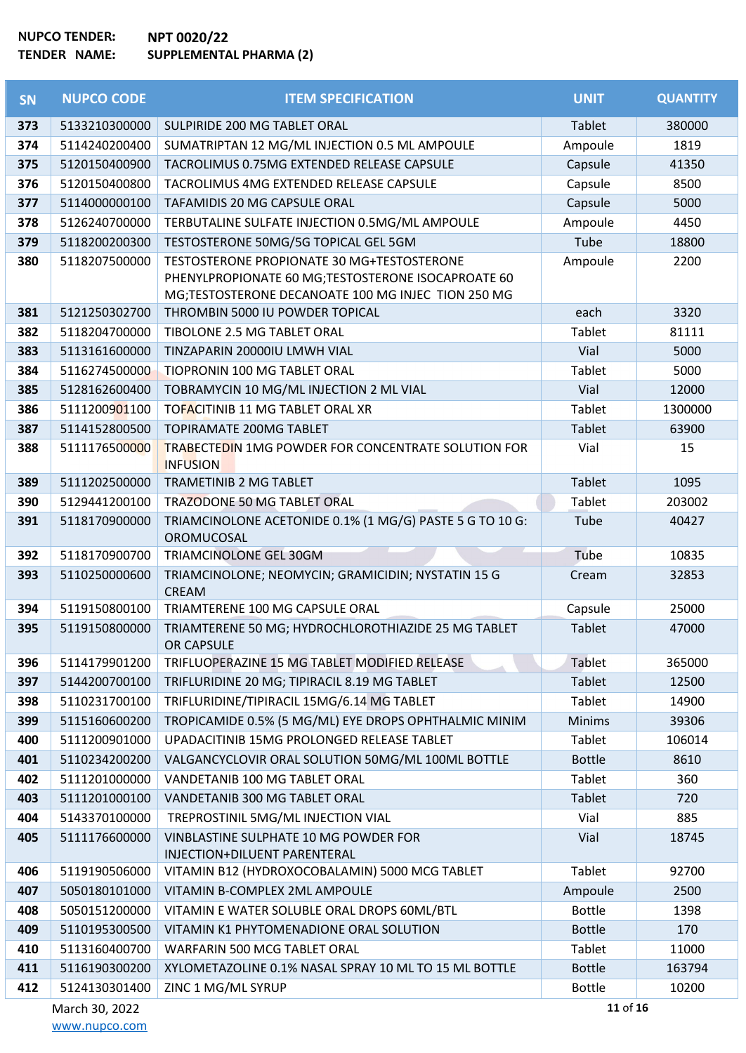**NUPCO TENDER:** NPT 0020/22
**TENDER NAME:** SUPPLEMENTAL PHARMA (2)

| SN | NUPCO CODE | ITEM SPECIFICATION | UNIT | QUANTITY |
|---|---|---|---|---|
| 373 | 5133210300000 | SULPIRIDE 200 MG TABLET ORAL | Tablet | 380000 |
| 374 | 5114240200400 | SUMATRIPTAN 12 MG/ML INJECTION 0.5 ML AMPOULE | Ampoule | 1819 |
| 375 | 5120150400900 | TACROLIMUS 0.75MG EXTENDED RELEASE CAPSULE | Capsule | 41350 |
| 376 | 5120150400800 | TACROLIMUS 4MG EXTENDED RELEASE CAPSULE | Capsule | 8500 |
| 377 | 5114000000100 | TAFAMIDIS 20 MG CAPSULE ORAL | Capsule | 5000 |
| 378 | 5126240700000 | TERBUTALINE SULFATE INJECTION 0.5MG/ML AMPOULE | Ampoule | 4450 |
| 379 | 5118200200300 | TESTOSTERONE 50MG/5G TOPICAL GEL 5GM | Tube | 18800 |
| 380 | 5118207500000 | TESTOSTERONE PROPIONATE 30 MG+TESTOSTERONE PHENYLPROPIONATE 60 MG;TESTOSTERONE ISOCAPROATE 60 MG;TESTOSTERONE DECANOATE 100 MG INJEC TION 250 MG | Ampoule | 2200 |
| 381 | 5121250302700 | THROMBIN 5000 IU POWDER TOPICAL | each | 3320 |
| 382 | 5118204700000 | TIBOLONE 2.5 MG TABLET ORAL | Tablet | 81111 |
| 383 | 5113161600000 | TINZAPARIN 20000IU LMWH VIAL | Vial | 5000 |
| 384 | 5116274500000 | TIOPRONIN 100 MG TABLET ORAL | Tablet | 5000 |
| 385 | 5128162600400 | TOBRAMYCIN 10 MG/ML INJECTION 2 ML VIAL | Vial | 12000 |
| 386 | 5111200901100 | TOFACITINIB 11 MG TABLET ORAL XR | Tablet | 1300000 |
| 387 | 5114152800500 | TOPIRAMATE 200MG TABLET | Tablet | 63900 |
| 388 | 5111176500000 | TRABECTEDIN 1MG POWDER FOR CONCENTRATE SOLUTION FOR INFUSION | Vial | 15 |
| 389 | 5111202500000 | TRAMETINIB 2 MG TABLET | Tablet | 1095 |
| 390 | 5129441200100 | TRAZODONE 50 MG TABLET ORAL | Tablet | 203002 |
| 391 | 5118170900000 | TRIAMCINOLONE ACETONIDE 0.1% (1 MG/G) PASTE 5 G TO 10 G: OROMUCOSAL | Tube | 40427 |
| 392 | 5118170900700 | TRIAMCINOLONE GEL 30GM | Tube | 10835 |
| 393 | 5110250000600 | TRIAMCINOLONE; NEOMYCIN; GRAMICIDIN; NYSTATIN 15 G CREAM | Cream | 32853 |
| 394 | 5119150800100 | TRIAMTERENE 100 MG CAPSULE ORAL | Capsule | 25000 |
| 395 | 5119150800000 | TRIAMTERENE 50 MG; HYDROCHLOROTHIAZIDE 25 MG TABLET OR CAPSULE | Tablet | 47000 |
| 396 | 5114179901200 | TRIFLUOPERAZINE 15 MG TABLET MODIFIED RELEASE | Tablet | 365000 |
| 397 | 5144200700100 | TRIFLURIDINE 20 MG; TIPIRACIL 8.19 MG TABLET | Tablet | 12500 |
| 398 | 5110231700100 | TRIFLURIDINE/TIPIRACIL 15MG/6.14 MG TABLET | Tablet | 14900 |
| 399 | 5115160600200 | TROPICAMIDE 0.5% (5 MG/ML) EYE DROPS OPHTHALMIC MINIM | Minims | 39306 |
| 400 | 5111200901000 | UPADACITINIB 15MG PROLONGED RELEASE TABLET | Tablet | 106014 |
| 401 | 5110234200200 | VALGANCYCLOVIR ORAL SOLUTION 50MG/ML 100ML BOTTLE | Bottle | 8610 |
| 402 | 5111201000000 | VANDETANIB 100 MG TABLET ORAL | Tablet | 360 |
| 403 | 5111201000100 | VANDETANIB 300 MG TABLET ORAL | Tablet | 720 |
| 404 | 5143370100000 | TREPROSTINIL 5MG/ML INJECTION VIAL | Vial | 885 |
| 405 | 5111176600000 | VINBLASTINE SULPHATE 10 MG POWDER FOR INJECTION+DILUENT PARENTERAL | Vial | 18745 |
| 406 | 5119190506000 | VITAMIN B12 (HYDROXOCOBALAMIN) 5000 MCG TABLET | Tablet | 92700 |
| 407 | 5050180101000 | VITAMIN B-COMPLEX 2ML AMPOULE | Ampoule | 2500 |
| 408 | 5050151200000 | VITAMIN E WATER SOLUBLE ORAL DROPS 60ML/BTL | Bottle | 1398 |
| 409 | 5110195300500 | VITAMIN K1 PHYTOMENADIONE ORAL SOLUTION | Bottle | 170 |
| 410 | 5113160400700 | WARFARIN 500 MCG TABLET ORAL | Tablet | 11000 |
| 411 | 5116190300200 | XYLOMETAZOLINE 0.1% NASAL SPRAY 10 ML TO 15 ML BOTTLE | Bottle | 163794 |
| 412 | 5124130301400 | ZINC 1 MG/ML SYRUP | Bottle | 10200 |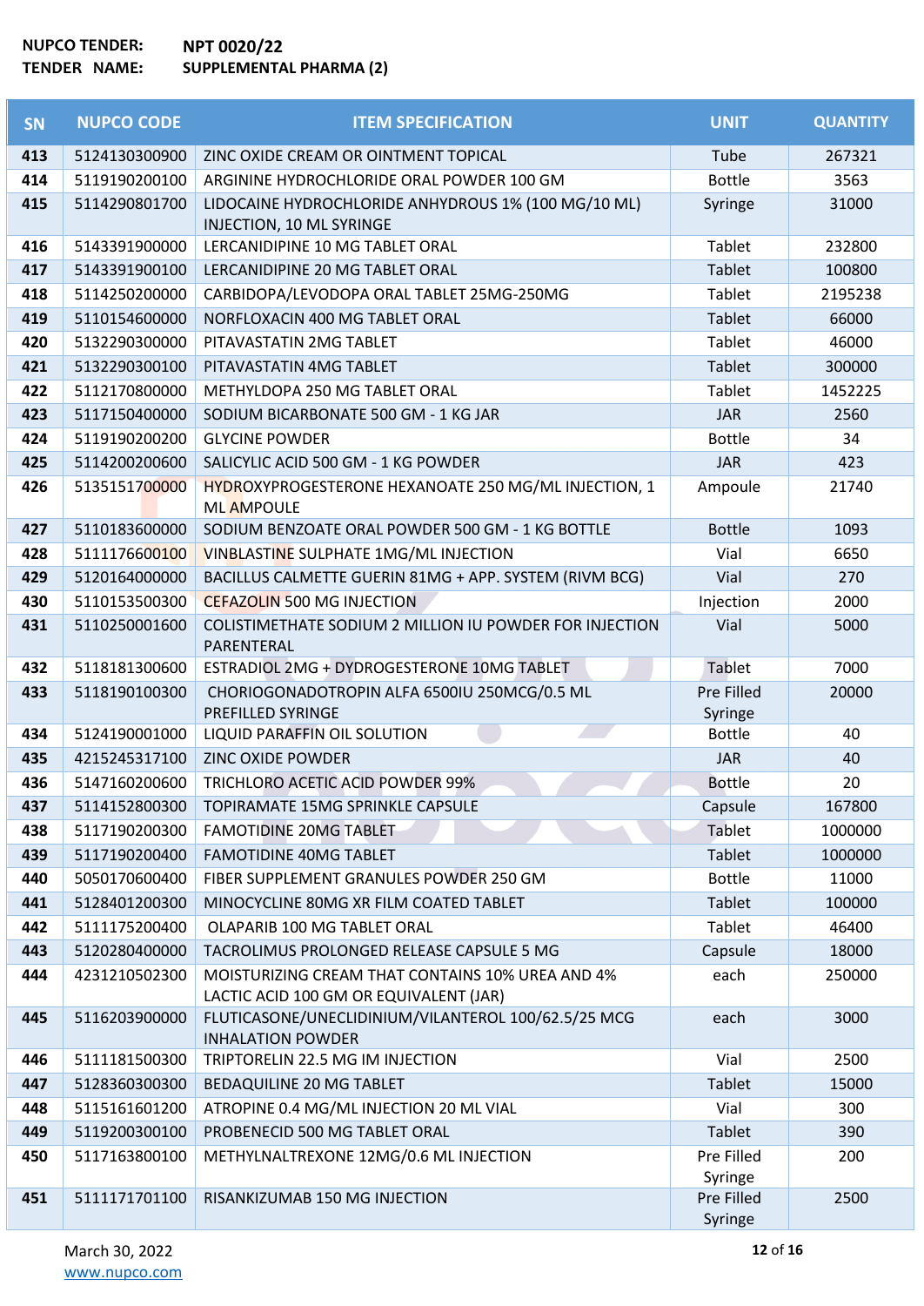**NUPCO TENDER:** NPT 0020/22
**TENDER NAME:** SUPPLEMENTAL PHARMA (2)

| SN | NUPCO CODE | ITEM SPECIFICATION | UNIT | QUANTITY |
|---|---|---|---|---|
| 413 | 5124130300900 | ZINC OXIDE CREAM OR OINTMENT TOPICAL | Tube | 267321 |
| 414 | 5119190200100 | ARGININE HYDROCHLORIDE ORAL POWDER 100 GM | Bottle | 3563 |
| 415 | 5114290801700 | LIDOCAINE HYDROCHLORIDE ANHYDROUS 1% (100 MG/10 ML) INJECTION, 10 ML SYRINGE | Syringe | 31000 |
| 416 | 5143391900000 | LERCANIDIPINE 10 MG TABLET ORAL | Tablet | 232800 |
| 417 | 5143391900100 | LERCANIDIPINE 20 MG TABLET ORAL | Tablet | 100800 |
| 418 | 5114250200000 | CARBIDOPA/LEVODOPA ORAL TABLET 25MG-250MG | Tablet | 2195238 |
| 419 | 5110154600000 | NORFLOXACIN 400 MG TABLET ORAL | Tablet | 66000 |
| 420 | 5132290300000 | PITAVASTATIN 2MG TABLET | Tablet | 46000 |
| 421 | 5132290300100 | PITAVASTATIN 4MG TABLET | Tablet | 300000 |
| 422 | 5112170800000 | METHYLDOPA 250 MG TABLET ORAL | Tablet | 1452225 |
| 423 | 5117150400000 | SODIUM BICARBONATE 500 GM - 1 KG JAR | JAR | 2560 |
| 424 | 5119190200200 | GLYCINE POWDER | Bottle | 34 |
| 425 | 5114200200600 | SALICYLIC ACID 500 GM - 1 KG POWDER | JAR | 423 |
| 426 | 5135151700000 | HYDROXYPROGESTERONE HEXANOATE 250 MG/ML INJECTION, 1 ML AMPOULE | Ampoule | 21740 |
| 427 | 5110183600000 | SODIUM BENZOATE ORAL POWDER 500 GM - 1 KG BOTTLE | Bottle | 1093 |
| 428 | 5111176600100 | VINBLASTINE SULPHATE 1MG/ML INJECTION | Vial | 6650 |
| 429 | 5120164000000 | BACILLUS CALMETTE GUERIN 81MG + APP. SYSTEM (RIVM BCG) | Vial | 270 |
| 430 | 5110153500300 | CEFAZOLIN 500 MG INJECTION | Injection | 2000 |
| 431 | 5110250001600 | COLISTIMETHATE SODIUM 2 MILLION IU POWDER FOR INJECTION PARENTERAL | Vial | 5000 |
| 432 | 5118181300600 | ESTRADIOL 2MG + DYDROGESTERONE 10MG TABLET | Tablet | 7000 |
| 433 | 5118190100300 | CHORIOGONADOTROPIN ALFA 6500IU 250MCG/0.5 ML PREFILLED SYRINGE | Pre Filled Syringe | 20000 |
| 434 | 5124190001000 | LIQUID PARAFFIN OIL SOLUTION | Bottle | 40 |
| 435 | 4215245317100 | ZINC OXIDE POWDER | JAR | 40 |
| 436 | 5147160200600 | TRICHLORO ACETIC ACID POWDER 99% | Bottle | 20 |
| 437 | 5114152800300 | TOPIRAMATE 15MG SPRINKLE CAPSULE | Capsule | 167800 |
| 438 | 5117190200300 | FAMOTIDINE 20MG TABLET | Tablet | 1000000 |
| 439 | 5117190200400 | FAMOTIDINE 40MG TABLET | Tablet | 1000000 |
| 440 | 5050170600400 | FIBER SUPPLEMENT GRANULES POWDER 250 GM | Bottle | 11000 |
| 441 | 5128401200300 | MINOCYCLINE 80MG XR FILM COATED TABLET | Tablet | 100000 |
| 442 | 5111175200400 | OLAPARIB 100 MG TABLET ORAL | Tablet | 46400 |
| 443 | 5120280400000 | TACROLIMUS PROLONGED RELEASE CAPSULE 5 MG | Capsule | 18000 |
| 444 | 4231210502300 | MOISTURIZING CREAM THAT CONTAINS 10% UREA AND 4% LACTIC ACID 100 GM OR EQUIVALENT (JAR) | each | 250000 |
| 445 | 5116203900000 | FLUTICASONE/UNECLIDINIUM/VILANTEROL 100/62.5/25 MCG INHALATION POWDER | each | 3000 |
| 446 | 5111181500300 | TRIPTORELIN 22.5 MG IM INJECTION | Vial | 2500 |
| 447 | 5128360300300 | BEDAQUILINE 20 MG TABLET | Tablet | 15000 |
| 448 | 5115161601200 | ATROPINE 0.4 MG/ML INJECTION 20 ML VIAL | Vial | 300 |
| 449 | 5119200300100 | PROBENECID 500 MG TABLET ORAL | Tablet | 390 |
| 450 | 5117163800100 | METHYLNALTREXONE 12MG/0.6 ML INJECTION | Pre Filled Syringe | 200 |
| 451 | 5111171701100 | RISANKIZUMAB 150 MG INJECTION | Pre Filled Syringe | 2500 |

March 30, 2022
www.nupco.com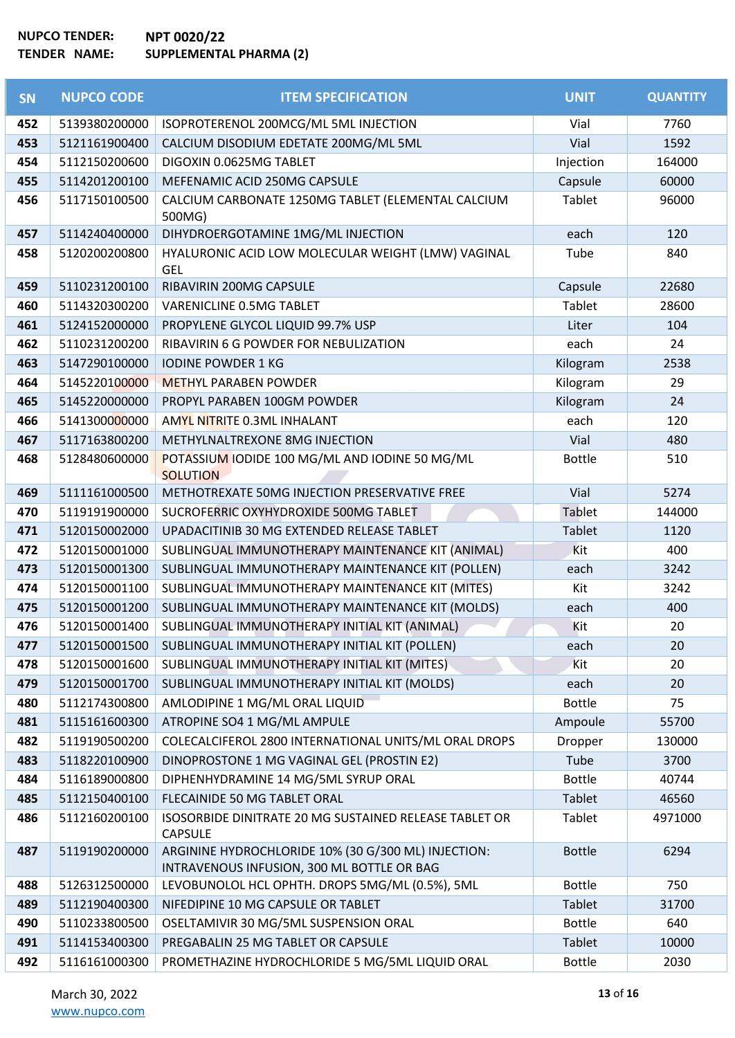**NUPCO TENDER:** NPT 0020/22
**TENDER NAME:** SUPPLEMENTAL PHARMA (2)

| SN | NUPCO CODE | ITEM SPECIFICATION | UNIT | QUANTITY |
|---|---|---|---|---|
| 452 | 5139380200000 | ISOPROTERENOL 200MCG/ML 5ML INJECTION | Vial | 7760 |
| 453 | 5121161900400 | CALCIUM DISODIUM EDETATE 200MG/ML 5ML | Vial | 1592 |
| 454 | 5112150200600 | DIGOXIN 0.0625MG TABLET | Injection | 164000 |
| 455 | 5114201200100 | MEFENAMIC ACID 250MG CAPSULE | Capsule | 60000 |
| 456 | 5117150100500 | CALCIUM CARBONATE 1250MG TABLET (ELEMENTAL CALCIUM 500MG) | Tablet | 96000 |
| 457 | 5114240400000 | DIHYDROERGOTAMINE 1MG/ML INJECTION | each | 120 |
| 458 | 5120200200800 | HYALURONIC ACID LOW MOLECULAR WEIGHT (LMW) VAGINAL GEL | Tube | 840 |
| 459 | 5110231200100 | RIBAVIRIN 200MG CAPSULE | Capsule | 22680 |
| 460 | 5114320300200 | VARENICLINE 0.5MG TABLET | Tablet | 28600 |
| 461 | 5124152000000 | PROPYLENE GLYCOL LIQUID 99.7% USP | Liter | 104 |
| 462 | 5110231200200 | RIBAVIRIN 6 G POWDER FOR NEBULIZATION | each | 24 |
| 463 | 5147290100000 | IODINE POWDER 1 KG | Kilogram | 2538 |
| 464 | 5145220100000 | METHYL PARABEN POWDER | Kilogram | 29 |
| 465 | 5145220000000 | PROPYL PARABEN 100GM POWDER | Kilogram | 24 |
| 466 | 5141300000000 | AMYL NITRITE 0.3ML INHALANT | each | 120 |
| 467 | 5117163800200 | METHYLNALTREXONE 8MG INJECTION | Vial | 480 |
| 468 | 5128480600000 | POTASSIUM IODIDE 100 MG/ML AND IODINE 50 MG/ML SOLUTION | Bottle | 510 |
| 469 | 5111161000500 | METHOTREXATE 50MG INJECTION PRESERVATIVE FREE | Vial | 5274 |
| 470 | 5119191900000 | SUCROFERRIC OXYHYDROXIDE 500MG TABLET | Tablet | 144000 |
| 471 | 5120150002000 | UPADACITINIB 30 MG EXTENDED RELEASE TABLET | Tablet | 1120 |
| 472 | 5120150001000 | SUBLINGUAL IMMUNOTHERAPY MAINTENANCE KIT (ANIMAL) | Kit | 400 |
| 473 | 5120150001300 | SUBLINGUAL IMMUNOTHERAPY MAINTENANCE KIT (POLLEN) | each | 3242 |
| 474 | 5120150001100 | SUBLINGUAL IMMUNOTHERAPY MAINTENANCE KIT (MITES) | Kit | 3242 |
| 475 | 5120150001200 | SUBLINGUAL IMMUNOTHERAPY MAINTENANCE KIT (MOLDS) | each | 400 |
| 476 | 5120150001400 | SUBLINGUAL IMMUNOTHERAPY INITIAL KIT (ANIMAL) | Kit | 20 |
| 477 | 5120150001500 | SUBLINGUAL IMMUNOTHERAPY INITIAL KIT (POLLEN) | each | 20 |
| 478 | 5120150001600 | SUBLINGUAL IMMUNOTHERAPY INITIAL KIT (MITES) | Kit | 20 |
| 479 | 5120150001700 | SUBLINGUAL IMMUNOTHERAPY INITIAL KIT (MOLDS) | each | 20 |
| 480 | 5112174300800 | AMLODIPINE 1 MG/ML ORAL LIQUID | Bottle | 75 |
| 481 | 5115161600300 | ATROPINE SO4 1 MG/ML AMPULE | Ampoule | 55700 |
| 482 | 5119190500200 | COLECALCIFEROL 2800 INTERNATIONAL UNITS/ML ORAL DROPS | Dropper | 130000 |
| 483 | 5118220100900 | DINOPROSTONE 1 MG VAGINAL GEL (PROSTIN E2) | Tube | 3700 |
| 484 | 5116189000800 | DIPHENHYDRAMINE 14 MG/5ML SYRUP ORAL | Bottle | 40744 |
| 485 | 5112150400100 | FLECAINIDE 50 MG TABLET ORAL | Tablet | 46560 |
| 486 | 5112160200100 | ISOSORBIDE DINITRATE 20 MG SUSTAINED RELEASE TABLET OR CAPSULE | Tablet | 4971000 |
| 487 | 5119190200000 | ARGININE HYDROCHLORIDE 10% (30 G/300 ML) INJECTION: INTRAVENOUS INFUSION, 300 ML BOTTLE OR BAG | Bottle | 6294 |
| 488 | 5126312500000 | LEVOBUNOLOL HCL OPHTH. DROPS 5MG/ML (0.5%), 5ML | Bottle | 750 |
| 489 | 5112190400300 | NIFEDIPINE 10 MG CAPSULE OR TABLET | Tablet | 31700 |
| 490 | 5110233800500 | OSELTAMIVIR 30 MG/5ML SUSPENSION ORAL | Bottle | 640 |
| 491 | 5114153400300 | PREGABALIN 25 MG TABLET OR CAPSULE | Tablet | 10000 |
| 492 | 5116161000300 | PROMETHAZINE HYDROCHLORIDE 5 MG/5ML LIQUID ORAL | Bottle | 2030 |

March 30, 2022
www.nupco.com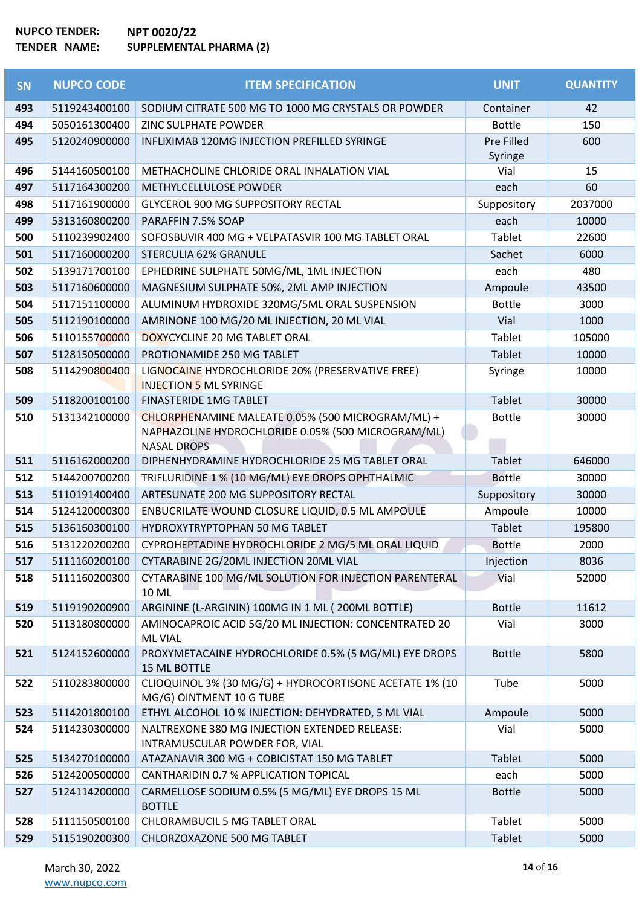**NUPCO TENDER:** NPT 0020/22
**TENDER NAME:** SUPPLEMENTAL PHARMA (2)

| SN | NUPCO CODE | ITEM SPECIFICATION | UNIT | QUANTITY |
|---|---|---|---|---|
| 493 | 5119243400100 | SODIUM CITRATE 500 MG TO 1000 MG CRYSTALS OR POWDER | Container | 42 |
| 494 | 5050161300400 | ZINC SULPHATE POWDER | Bottle | 150 |
| 495 | 5120240900000 | INFLIXIMAB 120MG INJECTION PREFILLED SYRINGE | Pre Filled Syringe | 600 |
| 496 | 5144160500100 | METHACHOLINE CHLORIDE ORAL INHALATION VIAL | Vial | 15 |
| 497 | 5117164300200 | METHYLCELLULOSE POWDER | each | 60 |
| 498 | 5117161900000 | GLYCEROL 900 MG SUPPOSITORY RECTAL | Suppository | 2037000 |
| 499 | 5313160800200 | PARAFFIN 7.5% SOAP | each | 10000 |
| 500 | 5110239902400 | SOFOSBUVIR 400 MG + VELPATASVIR 100 MG TABLET ORAL | Tablet | 22600 |
| 501 | 5117160000200 | STERCULIA 62% GRANULE | Sachet | 6000 |
| 502 | 5139171700100 | EPHEDRINE SULPHATE 50MG/ML, 1ML INJECTION | each | 480 |
| 503 | 5117160600000 | MAGNESIUM SULPHATE 50%, 2ML AMP INJECTION | Ampoule | 43500 |
| 504 | 5117151100000 | ALUMINUM HYDROXIDE 320MG/5ML ORAL SUSPENSION | Bottle | 3000 |
| 505 | 5112190100000 | AMRINONE 100 MG/20 ML INJECTION, 20 ML VIAL | Vial | 1000 |
| 506 | 5110155700000 | DOXYCYCLINE 20 MG TABLET ORAL | Tablet | 105000 |
| 507 | 5128150500000 | PROTIONAMIDE 250 MG TABLET | Tablet | 10000 |
| 508 | 5114290800400 | LIGNOCAINE HYDROCHLORIDE 20% (PRESERVATIVE FREE) INJECTION 5 ML SYRINGE | Syringe | 10000 |
| 509 | 5118200100100 | FINASTERIDE 1MG TABLET | Tablet | 30000 |
| 510 | 5131342100000 | CHLORPHENAMINE MALEATE 0.05% (500 MICROGRAM/ML) + NAPHAZOLINE HYDROCHLORIDE 0.05% (500 MICROGRAM/ML) NASAL DROPS | Bottle | 30000 |
| 511 | 5116162000200 | DIPHENHYDRAMINE HYDROCHLORIDE 25 MG TABLET ORAL | Tablet | 646000 |
| 512 | 5144200700200 | TRIFLURIDINE 1 % (10 MG/ML) EYE DROPS OPHTHALMIC | Bottle | 30000 |
| 513 | 5110191400400 | ARTESUNATE 200 MG SUPPOSITORY RECTAL | Suppository | 30000 |
| 514 | 5124120000300 | ENBUCRILATE WOUND CLOSURE LIQUID, 0.5 ML AMPOULE | Ampoule | 10000 |
| 515 | 5136160300100 | HYDROXYTRYPTOPHAN 50 MG TABLET | Tablet | 195800 |
| 516 | 5131220200200 | CYPROHEPTADINE HYDROCHLORIDE 2 MG/5 ML ORAL LIQUID | Bottle | 2000 |
| 517 | 5111160200100 | CYTARABINE 2G/20ML INJECTION 20ML VIAL | Injection | 8036 |
| 518 | 5111160200300 | CYTARABINE 100 MG/ML SOLUTION FOR INJECTION PARENTERAL 10 ML | Vial | 52000 |
| 519 | 5119190200900 | ARGININE (L-ARGININ) 100MG IN 1 ML ( 200ML BOTTLE) | Bottle | 11612 |
| 520 | 5113180800000 | AMINOCAPROIC ACID 5G/20 ML INJECTION: CONCENTRATED 20 ML VIAL | Vial | 3000 |
| 521 | 5124152600000 | PROXYMETACAINE HYDROCHLORIDE 0.5% (5 MG/ML) EYE DROPS 15 ML BOTTLE | Bottle | 5800 |
| 522 | 5110283800000 | CLIOQUINOL 3% (30 MG/G) + HYDROCORTISONE ACETATE 1% (10 MG/G) OINTMENT 10 G TUBE | Tube | 5000 |
| 523 | 5114201800100 | ETHYL ALCOHOL 10 % INJECTION: DEHYDRATED, 5 ML VIAL | Ampoule | 5000 |
| 524 | 5114230300000 | NALTREXONE 380 MG INJECTION EXTENDED RELEASE: INTRAMUSCULAR POWDER FOR, VIAL | Vial | 5000 |
| 525 | 5134270100000 | ATAZANAVIR 300 MG + COBICISTAT 150 MG TABLET | Tablet | 5000 |
| 526 | 5124200500000 | CANTHARIDIN 0.7 % APPLICATION TOPICAL | each | 5000 |
| 527 | 5124114200000 | CARMELLOSE SODIUM 0.5% (5 MG/ML) EYE DROPS 15 ML BOTTLE | Bottle | 5000 |
| 528 | 5111150500100 | CHLORAMBUCIL 5 MG TABLET ORAL | Tablet | 5000 |
| 529 | 5115190200300 | CHLORZOXAZONE 500 MG TABLET | Tablet | 5000 |

March 30, 2022
www.nupco.com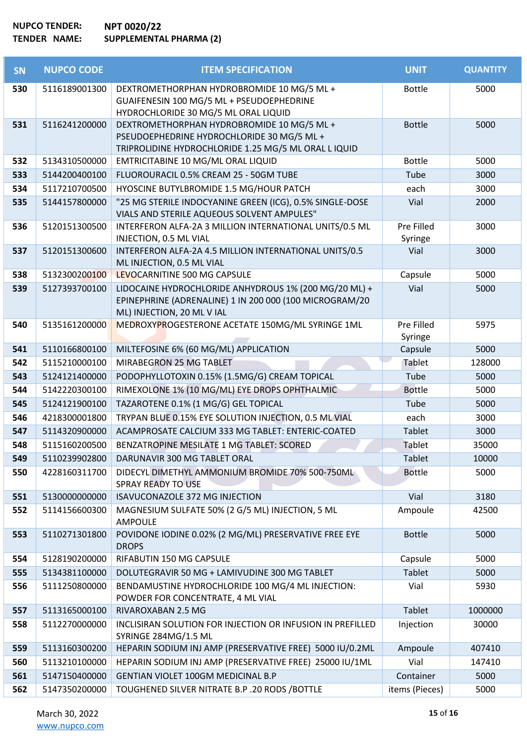**NUPCO TENDER:** NPT 0020/22
**TENDER NAME:** SUPPLEMENTAL PHARMA (2)

| SN | NUPCO CODE | ITEM SPECIFICATION | UNIT | QUANTITY |
|---|---|---|---|---|
| 530 | 5116189001300 | DEXTROMETHORPHAN HYDROBROMIDE 10 MG/5 ML + GUAIFENESIN 100 MG/5 ML + PSEUDOEPHEDRINE HYDROCHLORIDE 30 MG/5 ML ORAL LIQUID | Bottle | 5000 |
| 531 | 5116241200000 | DEXTROMETHORPHAN HYDROBROMIDE 10 MG/5 ML + PSEUDOEPHEDRINE HYDROCHLORIDE 30 MG/5 ML + TRIPROLIDINE HYDROCHLORIDE 1.25 MG/5 ML ORAL L IQUID | Bottle | 5000 |
| 532 | 5134310500000 | EMTRICITABINE 10 MG/ML ORAL LIQUID | Bottle | 5000 |
| 533 | 5144200400100 | FLUOROURACIL 0.5% CREAM 25 - 50GM TUBE | Tube | 3000 |
| 534 | 5117210700500 | HYOSCINE BUTYLBROMIDE 1.5 MG/HOUR PATCH | each | 3000 |
| 535 | 5144157800000 | "25 MG STERILE INDOCYANINE GREEN (ICG), 0.5% SINGLE-DOSE VIALS AND STERILE AQUEOUS SOLVENT AMPULES" | Vial | 2000 |
| 536 | 5120151300500 | INTERFERON ALFA-2A 3 MILLION INTERNATIONAL UNITS/0.5 ML INJECTION, 0.5 ML VIAL | Pre Filled Syringe | 3000 |
| 537 | 5120151300600 | INTERFERON ALFA-2A 4.5 MILLION INTERNATIONAL UNITS/0.5 ML INJECTION, 0.5 ML VIAL | Vial | 3000 |
| 538 | 5132300200100 | LEVOCARNITINE 500 MG CAPSULE | Capsule | 5000 |
| 539 | 5127393700100 | LIDOCAINE HYDROCHLORIDE ANHYDROUS 1% (200 MG/20 ML) + EPINEPHRINE (ADRENALINE) 1 IN 200 000 (100 MICROGRAM/20 ML) INJECTION, 20 ML V IAL | Vial | 5000 |
| 540 | 5135161200000 | MEDROXYPROGESTERONE ACETATE 150MG/ML SYRINGE 1ML | Pre Filled Syringe | 5975 |
| 541 | 5110166800100 | MILTEFOSINE 6% (60 MG/ML) APPLICATION | Capsule | 5000 |
| 542 | 5115210000100 | MIRABEGRON 25 MG TABLET | Tablet | 128000 |
| 543 | 5124121400000 | PODOPHYLLOTOXIN 0.15% (1.5MG/G) CREAM TOPICAL | Tube | 5000 |
| 544 | 5142220300100 | RIMEXOLONE 1% (10 MG/ML) EYE DROPS OPHTHALMIC | Bottle | 5000 |
| 545 | 5124121900100 | TAZAROTENE 0.1% (1 MG/G) GEL TOPICAL | Tube | 5000 |
| 546 | 4218300001800 | TRYPAN BLUE 0.15% EYE SOLUTION INJECTION, 0.5 ML VIAL | each | 3000 |
| 547 | 5114320900000 | ACAMPROSATE CALCIUM 333 MG TABLET: ENTERIC-COATED | Tablet | 3000 |
| 548 | 5115160200500 | BENZATROPINE MESILATE 1 MG TABLET: SCORED | Tablet | 35000 |
| 549 | 5110239902800 | DARUNAVIR 300 MG TABLET ORAL | Tablet | 10000 |
| 550 | 4228160311700 | DIDECYL DIMETHYL AMMONIUM BROMIDE 70% 500-750ML SPRAY READY TO USE | Bottle | 5000 |
| 551 | 5130000000000 | ISAVUCONAZOLE 372 MG INJECTION | Vial | 3180 |
| 552 | 5114156600300 | MAGNESIUM SULFATE 50% (2 G/5 ML) INJECTION, 5 ML AMPOULE | Ampoule | 42500 |
| 553 | 5110271301800 | POVIDONE IODINE 0.02% (2 MG/ML) PRESERVATIVE FREE EYE DROPS | Bottle | 5000 |
| 554 | 5128190200000 | RIFABUTIN 150 MG CAPSULE | Capsule | 5000 |
| 555 | 5134381100000 | DOLUTEGRAVIR 50 MG + LAMIVUDINE 300 MG TABLET | Tablet | 5000 |
| 556 | 5111250800000 | BENDAMUSTINE HYDROCHLORIDE 100 MG/4 ML INJECTION: POWDER FOR CONCENTRATE, 4 ML VIAL | Vial | 5930 |
| 557 | 5113165000100 | RIVAROXABAN 2.5 MG | Tablet | 1000000 |
| 558 | 5112270000000 | INCLISIRAN SOLUTION FOR INJECTION OR INFUSION IN PREFILLED SYRINGE 284MG/1.5 ML | Injection | 30000 |
| 559 | 5113160300200 | HEPARIN SODIUM INJ AMP (PRESERVATIVE FREE) 5000 IU/0.2ML | Ampoule | 407410 |
| 560 | 5113210100000 | HEPARIN SODIUM INJ AMP (PRESERVATIVE FREE) 25000 IU/1ML | Vial | 147410 |
| 561 | 5147150400000 | GENTIAN VIOLET 100GM MEDICINAL B.P | Container | 5000 |
| 562 | 5147350200000 | TOUGHENED SILVER NITRATE B.P .20 RODS /BOTTLE | items (Pieces) | 5000 |

March 30, 2022
www.nupco.com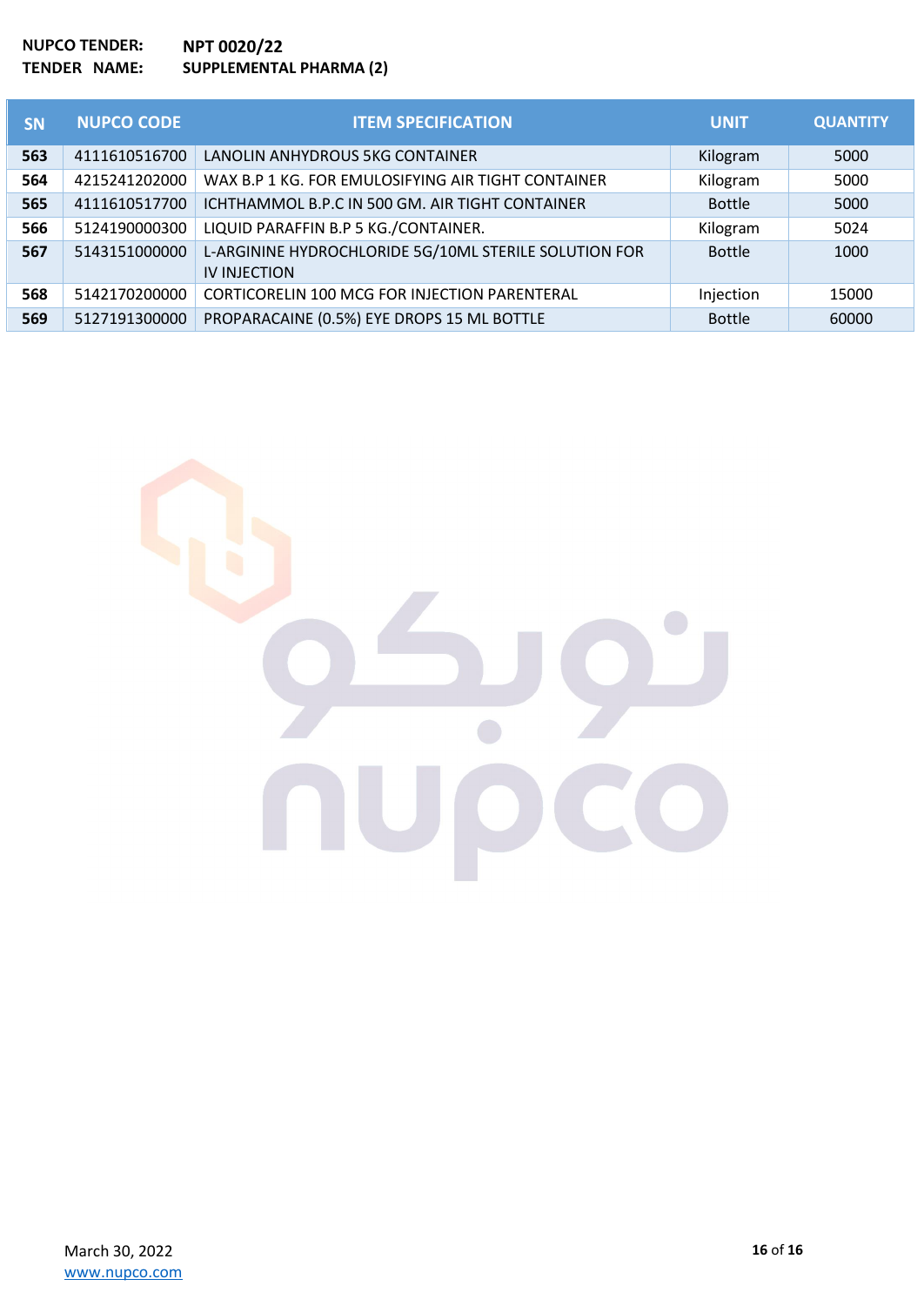**NUPCO TENDER:** NPT 0020/22
**TENDER NAME:** SUPPLEMENTAL PHARMA (2)

| SN | NUPCO CODE | ITEM SPECIFICATION | UNIT | QUANTITY |
|---|---|---|---|---|
| **563** | 4111610516700 | LANOLIN ANHYDROUS 5KG CONTAINER | Kilogram | 5000 |
| **564** | 4215241202000 | WAX B.P 1 KG. FOR EMULOSIFYING AIR TIGHT CONTAINER | Kilogram | 5000 |
| **565** | 4111610517700 | ICHTHAMMOL B.P.C IN 500 GM. AIR TIGHT CONTAINER | Bottle | 5000 |
| **566** | 5124190000300 | LIQUID PARAFFIN B.P 5 KG./CONTAINER. | Kilogram | 5024 |
| **567** | 5143151000000 | L-ARGININE HYDROCHLORIDE 5G/10ML STERILE SOLUTION FOR IV INJECTION | Bottle | 1000 |
| **568** | 5142170200000 | CORTICORELIN 100 MCG FOR INJECTION PARENTERAL | Injection | 15000 |
| **569** | 5127191300000 | PROPARACAINE (0.5%) EYE DROPS 15 ML BOTTLE | Bottle | 60000 |

March 30, 2022
www.nupco.com